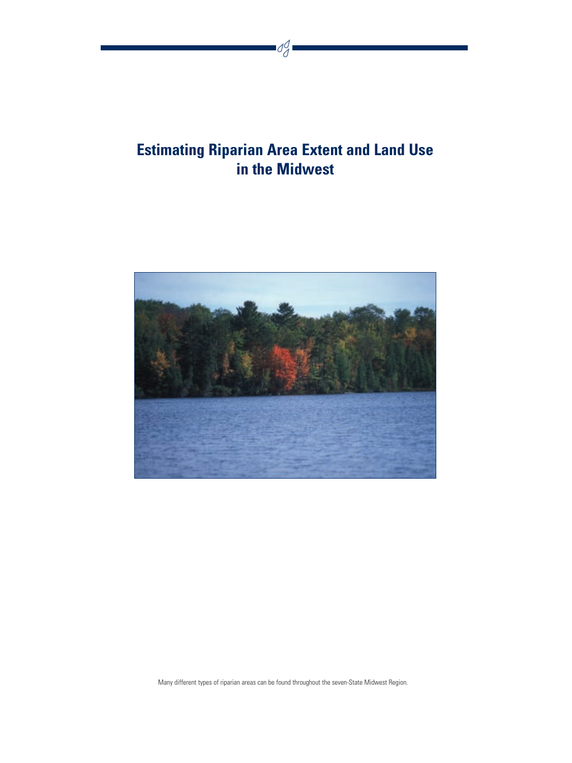# Estimating Riparian Area Extent and Land Use in the Midwest

Many different types of riparian areas can be found throughout the seven-State Midwest Region.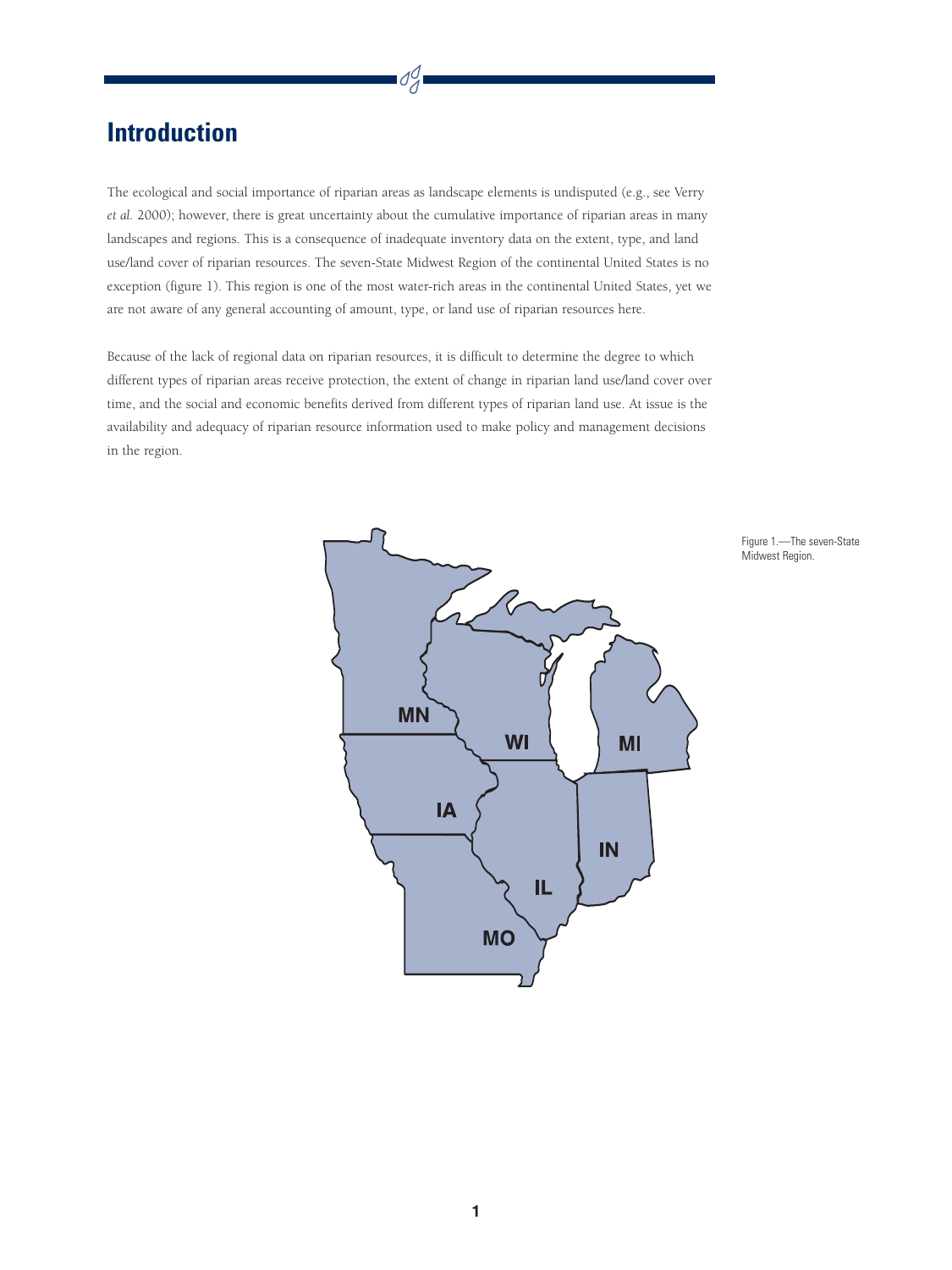# Introduction

The ecological and social importance of riparian areas as landscape elements is undisputed (e.g., see Verry *et al.* 2000); however, there is great uncertainty about the cumulative importance of riparian areas in many landscapes and regions. This is a consequence of inadequate inventory data on the extent, type, and land use/land cover of riparian resources. The seven-State Midwest Region of the continental United States is no exception (figure 1). This region is one of the most water-rich areas in the continental United States, yet we are not aware of any general accounting of amount, type, or land use of riparian resources here.

Because of the lack of regional data on riparian resources, it is difficult to determine the degree to which different types of riparian areas receive protection, the extent of change in riparian land use/land cover over time, and the social and economic benefits derived from different types of riparian land use. At issue is the availability and adequacy of riparian resource information used to make policy and management decisions in the region.

Figure 1.—The seven-State Midwest Region.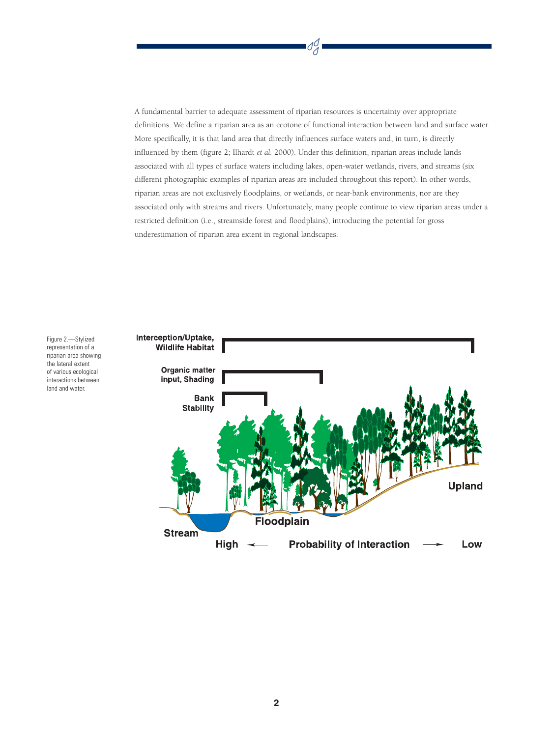A fundamental barrier to adequate assessment of riparian resources is uncertainty over appropriate definitions. We define a riparian area as an ecotone of functional interaction between land and surface water. More specifically, it is that land area that directly influences surface waters and, in turn, is directly influenced by them (figure 2; Ilhardt *et al.* 2000). Under this definition, riparian areas include lands associated with all types of surface waters including lakes, open-water wetlands, rivers, and streams (six different photographic examples of riparian areas are included throughout this report). In other words, riparian areas are not exclusively floodplains, or wetlands, or near-bank environments, nor are they associated only with streams and rivers. Unfortunately, many people continue to view riparian areas under a restricted definition (i.e., streamside forest and floodplains), introducing the potential for gross underestimation of riparian area extent in regional landscapes.

Figure 2.—Stylized representation of a riparian area showing the lateral extent of various ecological interactions between land and water.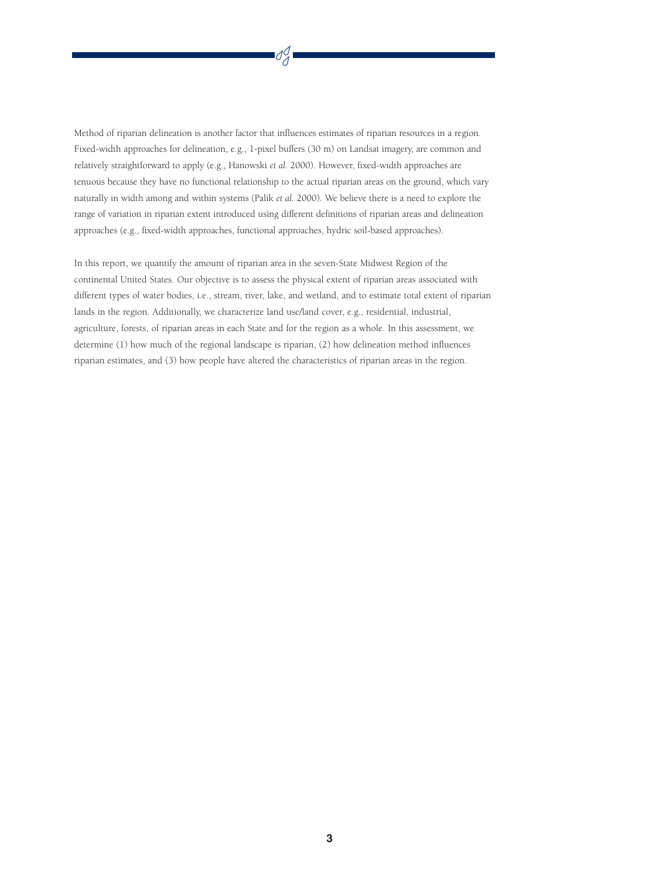Method of riparian delineation is another factor that influences estimates of riparian resources in a region. Fixed-width approaches for delineation, e.g., 1-pixel buffers (30 m) on Landsat imagery, are common and relatively straightforward to apply (e.g., Hanowski *et al.* 2000). However, fixed-width approaches are tenuous because they have no functional relationship to the actual riparian areas on the ground, which vary naturally in width among and within systems (Palik *et al.* 2000). We believe there is a need to explore the range of variation in riparian extent introduced using different definitions of riparian areas and delineation approaches (e.g., fixed-width approaches, functional approaches, hydric soil-based approaches).

In this report, we quantify the amount of riparian area in the seven-State Midwest Region of the continental United States. Our objective is to assess the physical extent of riparian areas associated with different types of water bodies, i.e., stream, river, lake, and wetland, and to estimate total extent of riparian lands in the region. Additionally, we characterize land use/land cover, e.g., residential, industrial, agriculture, forests, of riparian areas in each State and for the region as a whole. In this assessment, we determine (1) how much of the regional landscape is riparian, (2) how delineation method influences riparian estimates, and (3) how people have altered the characteristics of riparian areas in the region.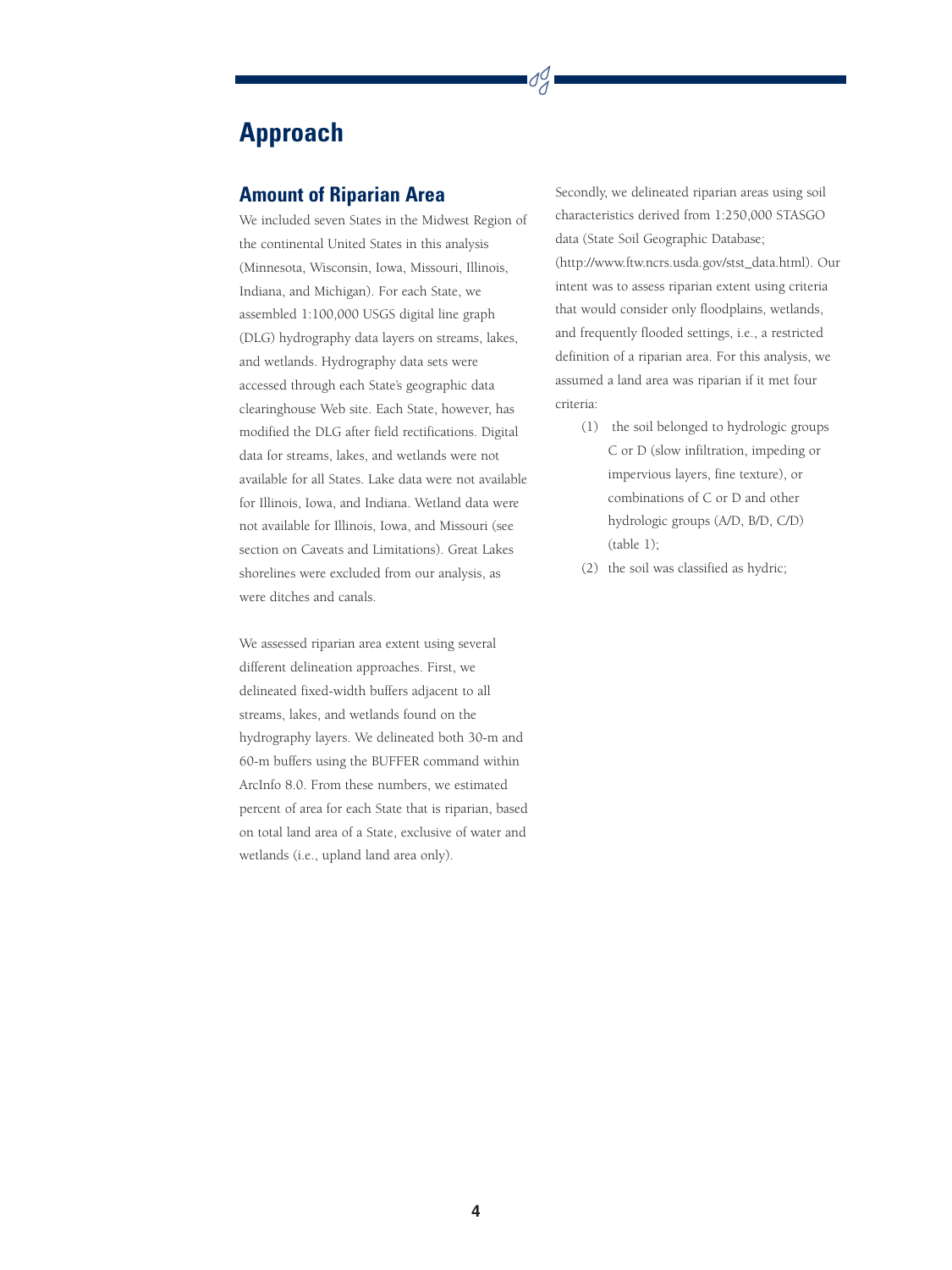# Approach

## Amount of Riparian Area

We included seven States in the Midwest Region of the continental United States in this analysis (Minnesota, Wisconsin, Iowa, Missouri, Illinois, Indiana, and Michigan). For each State, we assembled 1:100,000 USGS digital line graph (DLG) hydrography data layers on streams, lakes, and wetlands. Hydrography data sets were accessed through each State's geographic data clearinghouse Web site. Each State, however, has modified the DLG after field rectifications. Digital data for streams, lakes, and wetlands were not available for all States. Lake data were not available for Illinois, Iowa, and Indiana. Wetland data were not available for Illinois, Iowa, and Missouri (see section on Caveats and Limitations). Great Lakes shorelines were excluded from our analysis, as were ditches and canals.

We assessed riparian area extent using several different delineation approaches. First, we delineated fixed-width buffers adjacent to all streams, lakes, and wetlands found on the hydrography layers. We delineated both 30-m and 60-m buffers using the BUFFER command within ArcInfo 8.0. From these numbers, we estimated percent of area for each State that is riparian, based on total land area of a State, exclusive of water and wetlands (i.e., upland land area only).

Secondly, we delineated riparian areas using soil characteristics derived from 1:250,000 STASGO data (State Soil Geographic Database; (http://www.ftw.ncrs.usda.gov/stst_data.html). Our intent was to assess riparian extent using criteria that would consider only floodplains, wetlands, and frequently flooded settings, i.e., a restricted definition of a riparian area. For this analysis, we assumed a land area was riparian if it met four criteria:

(1) the soil belonged to hydrologic groups C or D (slow infiltration, impeding or impervious layers, fine texture), or combinations of C or D and other hydrologic groups (A/D, B/D, C/D) (table 1);

(2) the soil was classified as hydric;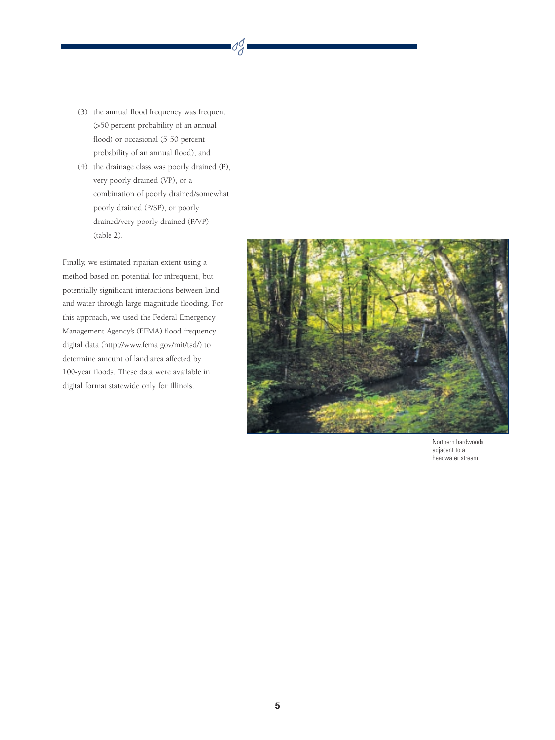(3) the annual flood frequency was frequent (>50 percent probability of an annual flood) or occasional (5-50 percent probability of an annual flood); and

(4) the drainage class was poorly drained (P), very poorly drained (VP), or a combination of poorly drained/somewhat poorly drained (P/SP), or poorly drained/very poorly drained (P/VP) (table 2).

Finally, we estimated riparian extent using a method based on potential for infrequent, but potentially significant interactions between land and water through large magnitude flooding. For this approach, we used the Federal Emergency Management Agency's (FEMA) flood frequency digital data (http://www.fema.gov/mit/tsd/) to determine amount of land area affected by 100-year floods. These data were available in digital format statewide only for Illinois.

Northern hardwoods adjacent to a headwater stream.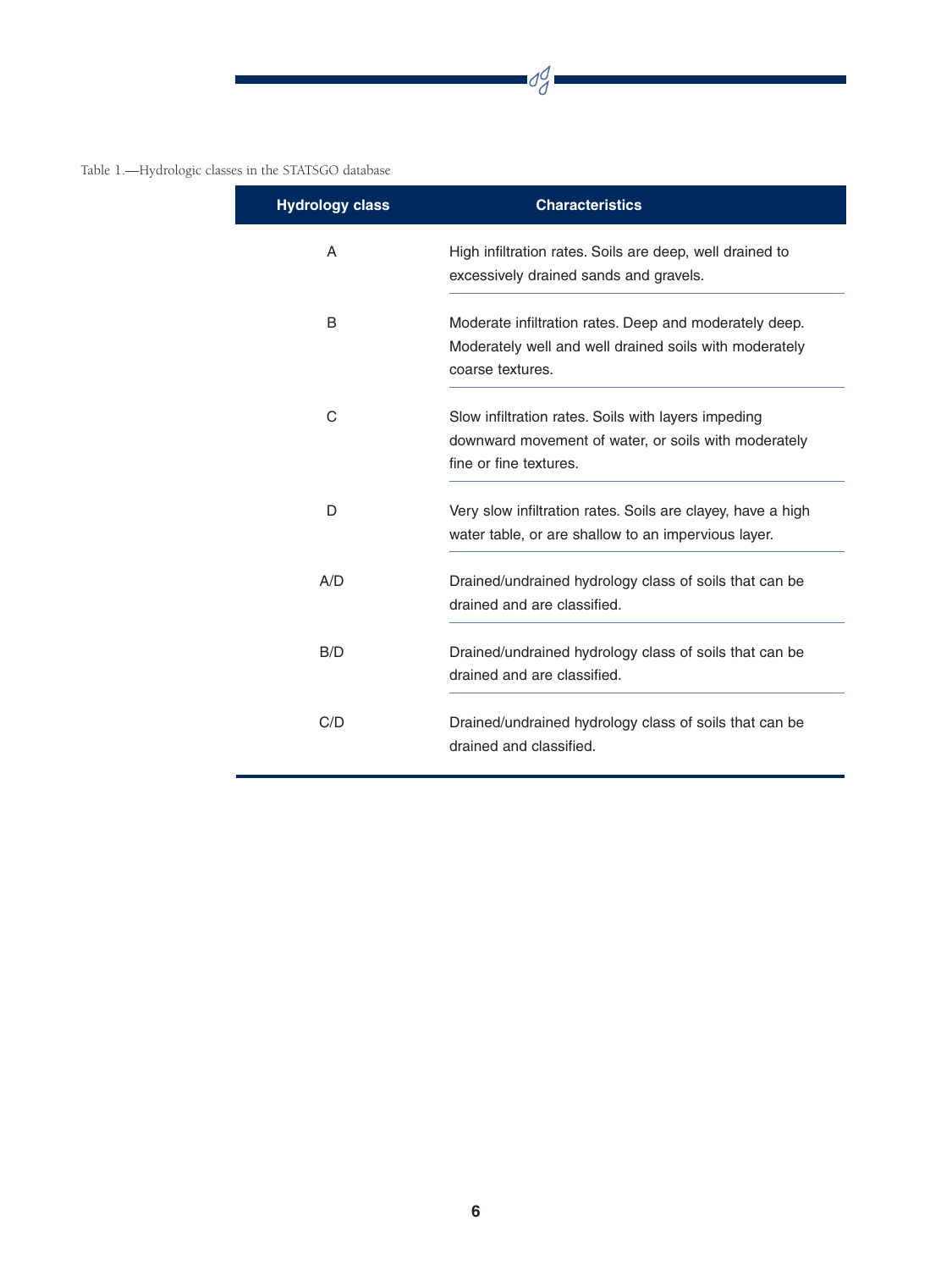Table 1.—Hydrologic classes in the STATSGO database

| Hydrology class | Characteristics |
| --- | --- |
| A | High infiltration rates. Soils are deep, well drained to excessively drained sands and gravels. |
| B | Moderate infiltration rates. Deep and moderately deep. Moderately well and well drained soils with moderately coarse textures. |
| C | Slow infiltration rates. Soils with layers impeding downward movement of water, or soils with moderately fine or fine textures. |
| D | Very slow infiltration rates. Soils are clayey, have a high water table, or are shallow to an impervious layer. |
| A/D | Drained/undrained hydrology class of soils that can be drained and are classified. |
| B/D | Drained/undrained hydrology class of soils that can be drained and are classified. |
| C/D | Drained/undrained hydrology class of soils that can be drained and classified. |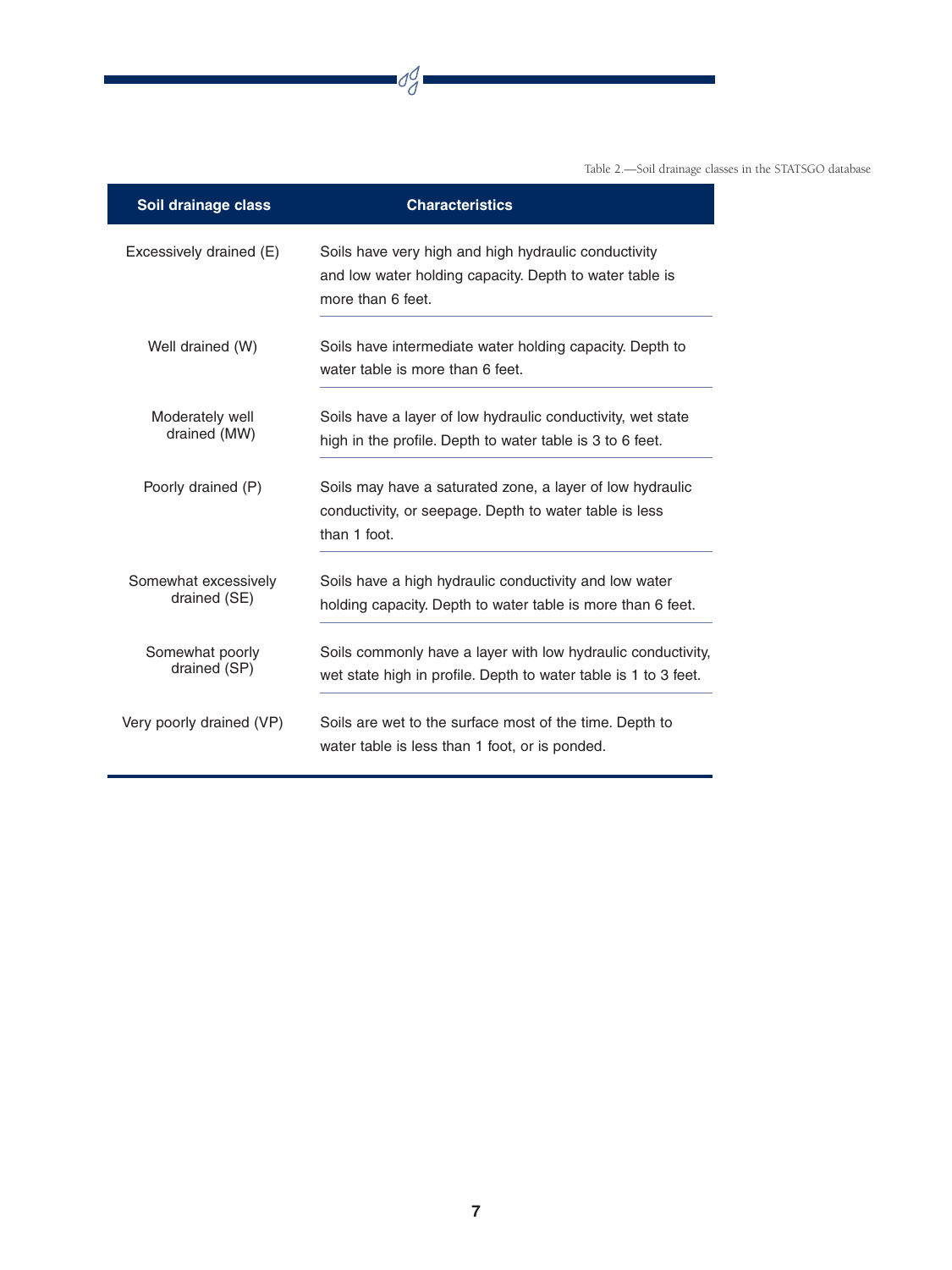Table 2.—Soil drainage classes in the STATSGO database

| Soil drainage class | Characteristics |
|---|---|
| Excessively drained (E) | Soils have very high and high hydraulic conductivity and low water holding capacity. Depth to water table is more than 6 feet. |
| Well drained (W) | Soils have intermediate water holding capacity. Depth to water table is more than 6 feet. |
| Moderately well drained (MW) | Soils have a layer of low hydraulic conductivity, wet state high in the profile. Depth to water table is 3 to 6 feet. |
| Poorly drained (P) | Soils may have a saturated zone, a layer of low hydraulic conductivity, or seepage. Depth to water table is less than 1 foot. |
| Somewhat excessively drained (SE) | Soils have a high hydraulic conductivity and low water holding capacity. Depth to water table is more than 6 feet. |
| Somewhat poorly drained (SP) | Soils commonly have a layer with low hydraulic conductivity, wet state high in profile. Depth to water table is 1 to 3 feet. |
| Very poorly drained (VP) | Soils are wet to the surface most of the time. Depth to water table is less than 1 foot, or is ponded. |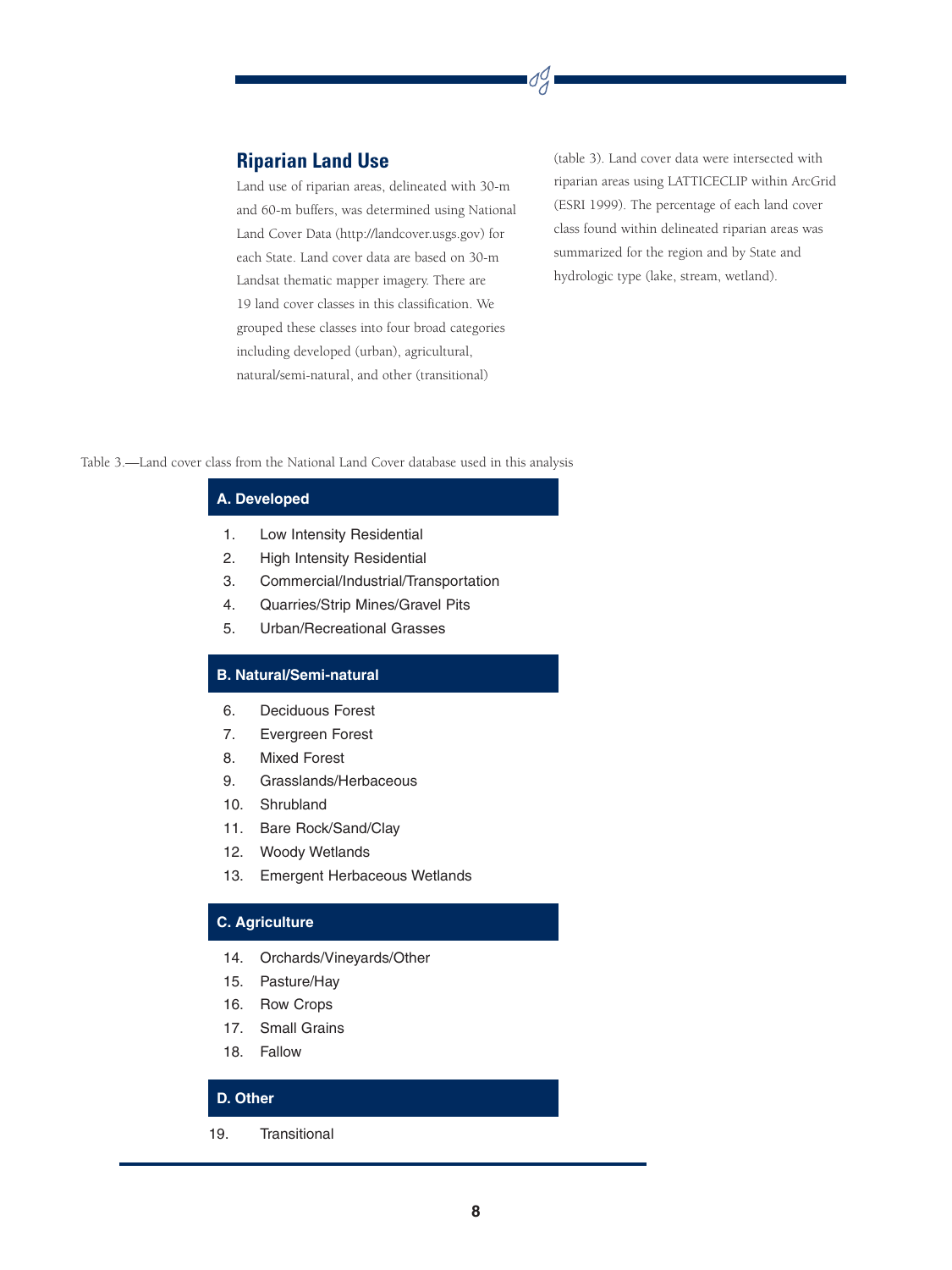## Riparian Land Use

Land use of riparian areas, delineated with 30-m and 60-m buffers, was determined using National Land Cover Data (http://landcover.usgs.gov) for each State. Land cover data are based on 30-m Landsat thematic mapper imagery. There are 19 land cover classes in this classification. We grouped these classes into four broad categories including developed (urban), agricultural, natural/semi-natural, and other (transitional) (table 3). Land cover data were intersected with riparian areas using LATTICECLIP within ArcGrid (ESRI 1999). The percentage of each land cover class found within delineated riparian areas was summarized for the region and by State and hydrologic type (lake, stream, wetland).

Table 3.—Land cover class from the National Land Cover database used in this analysis

**A. Developed**

1. Low Intensity Residential
2. High Intensity Residential
3. Commercial/Industrial/Transportation
4. Quarries/Strip Mines/Gravel Pits
5. Urban/Recreational Grasses

**B. Natural/Semi-natural**

6. Deciduous Forest
7. Evergreen Forest
8. Mixed Forest
9. Grasslands/Herbaceous
10. Shrubland
11. Bare Rock/Sand/Clay
12. Woody Wetlands
13. Emergent Herbaceous Wetlands

**C. Agriculture**

14. Orchards/Vineyards/Other
15. Pasture/Hay
16. Row Crops
17. Small Grains
18. Fallow

**D. Other**

19. Transitional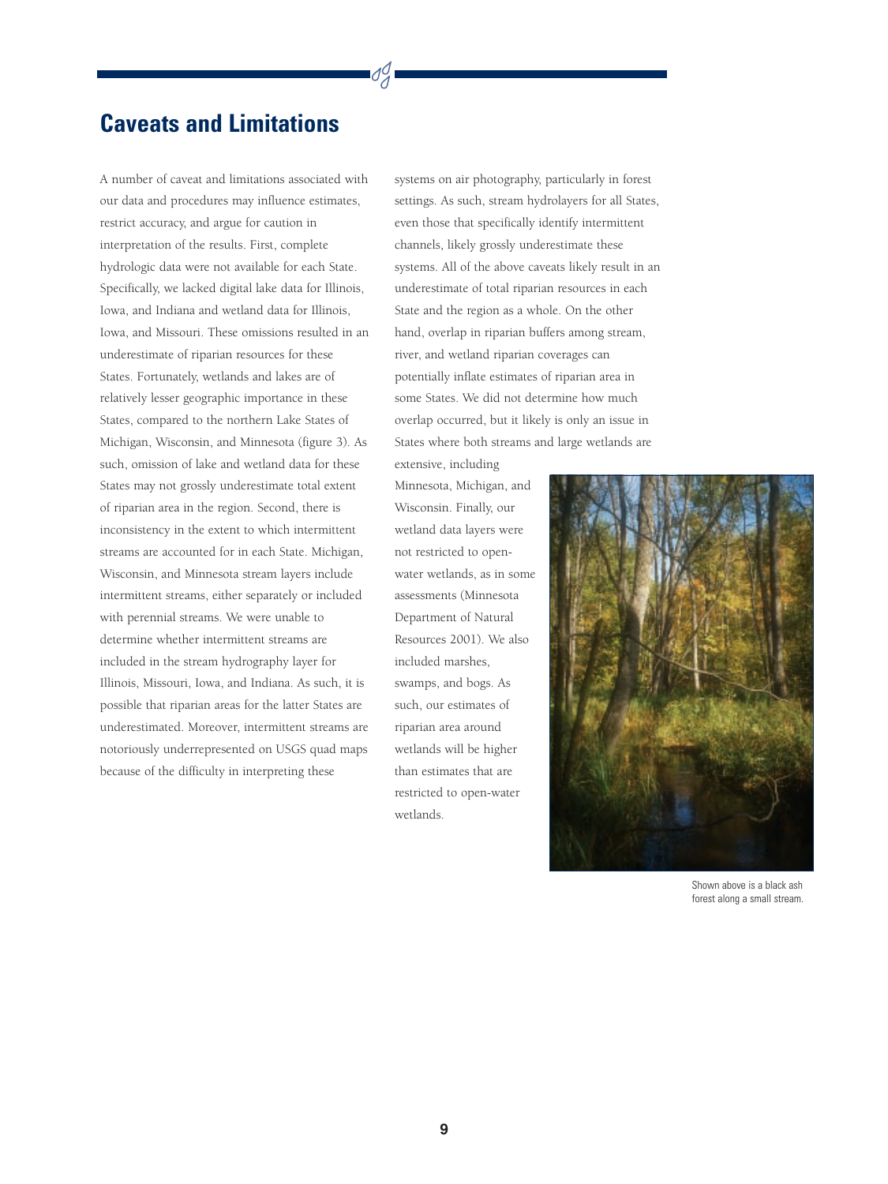## Caveats and Limitations

A number of caveat and limitations associated with our data and procedures may influence estimates, restrict accuracy, and argue for caution in interpretation of the results. First, complete hydrologic data were not available for each State. Specifically, we lacked digital lake data for Illinois, Iowa, and Indiana and wetland data for Illinois, Iowa, and Missouri. These omissions resulted in an underestimate of riparian resources for these States. Fortunately, wetlands and lakes are of relatively lesser geographic importance in these States, compared to the northern Lake States of Michigan, Wisconsin, and Minnesota (figure 3). As such, omission of lake and wetland data for these States may not grossly underestimate total extent of riparian area in the region. Second, there is inconsistency in the extent to which intermittent streams are accounted for in each State. Michigan, Wisconsin, and Minnesota stream layers include intermittent streams, either separately or included with perennial streams. We were unable to determine whether intermittent streams are included in the stream hydrography layer for Illinois, Missouri, Iowa, and Indiana. As such, it is possible that riparian areas for the latter States are underestimated. Moreover, intermittent streams are notoriously underrepresented on USGS quad maps because of the difficulty in interpreting these systems on air photography, particularly in forest settings. As such, stream hydrolayers for all States, even those that specifically identify intermittent channels, likely grossly underestimate these systems. All of the above caveats likely result in an underestimate of total riparian resources in each State and the region as a whole. On the other hand, overlap in riparian buffers among stream, river, and wetland riparian coverages can potentially inflate estimates of riparian area in some States. We did not determine how much overlap occurred, but it likely is only an issue in States where both streams and large wetlands are extensive, including Minnesota, Michigan, and Wisconsin. Finally, our wetland data layers were not restricted to open-water wetlands, as in some assessments (Minnesota Department of Natural Resources 2001). We also included marshes, swamps, and bogs. As such, our estimates of riparian area around wetlands will be higher than estimates that are restricted to open-water wetlands.

Shown above is a black ash forest along a small stream.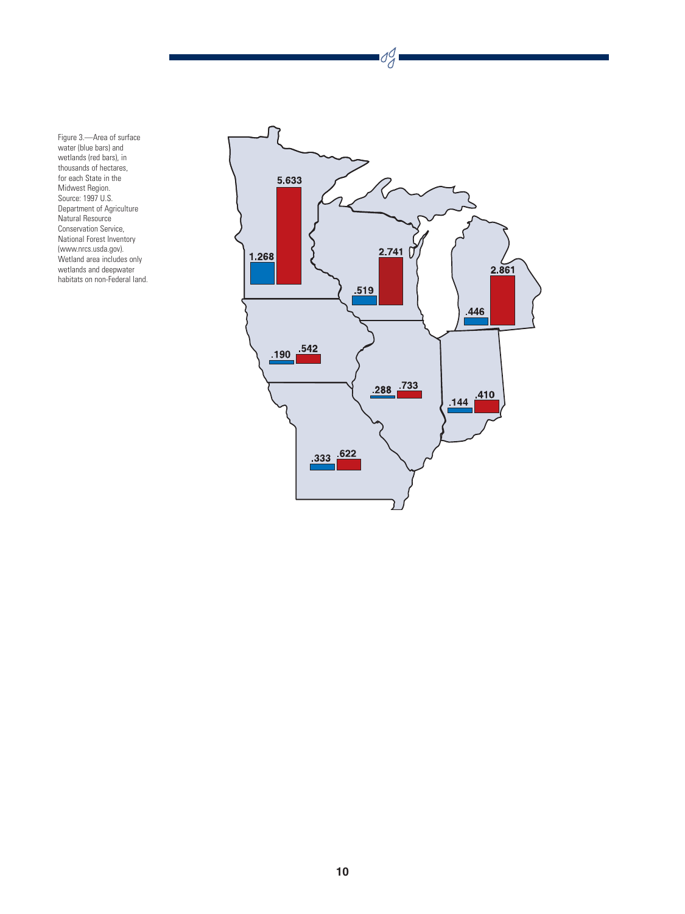Figure 3.—Area of surface water (blue bars) and wetlands (red bars), in thousands of hectares, for each State in the Midwest Region. Source: 1997 U.S. Department of Agriculture Natural Resource Conservation Service, National Forest Inventory (www.nrcs.usda.gov). Wetland area includes only wetlands and deepwater habitats on non-Federal land.

1.268 5.633

.519 2.741

.446 2.861

.190 .542

.288 .733

.144 .410

.333 .622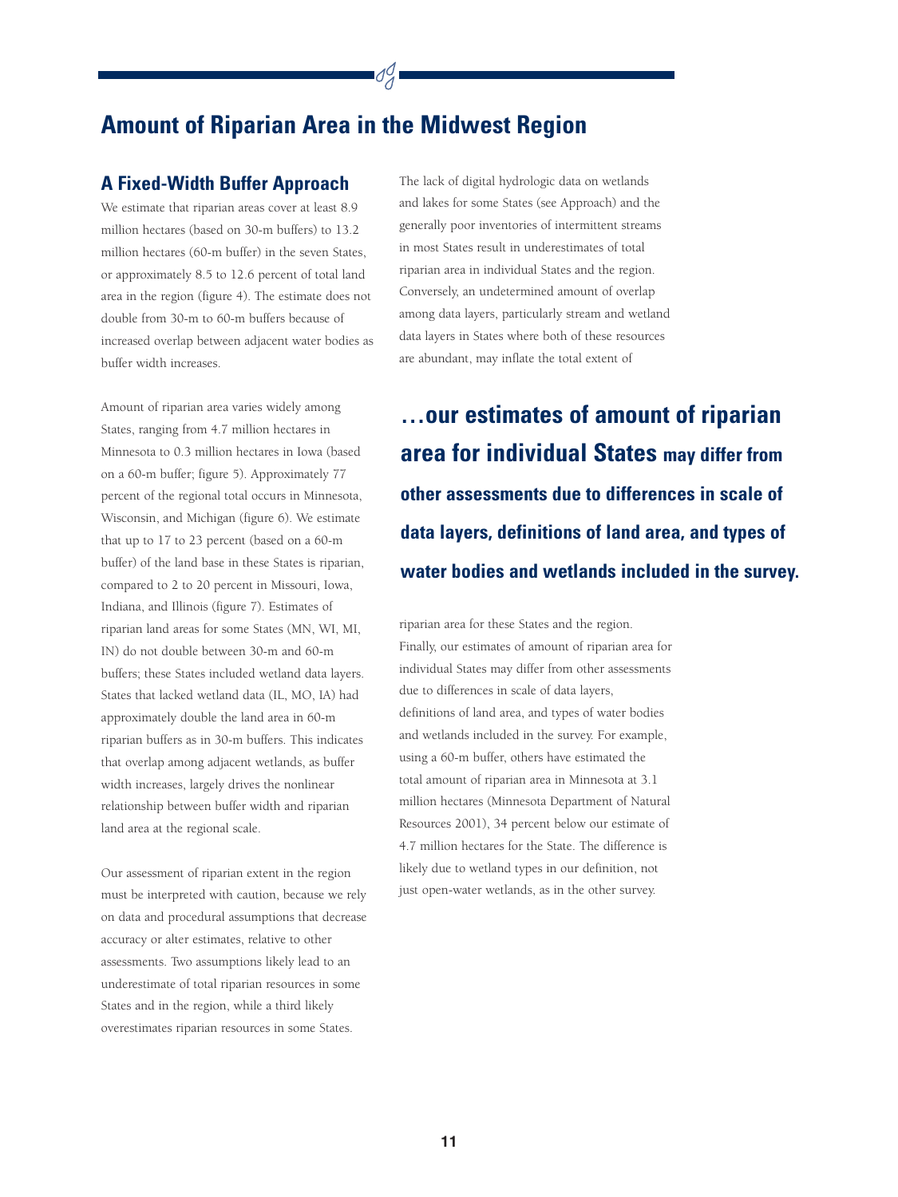# Amount of Riparian Area in the Midwest Region

## A Fixed-Width Buffer Approach

We estimate that riparian areas cover at least 8.9 million hectares (based on 30-m buffers) to 13.2 million hectares (60-m buffer) in the seven States, or approximately 8.5 to 12.6 percent of total land area in the region (figure 4). The estimate does not double from 30-m to 60-m buffers because of increased overlap between adjacent water bodies as buffer width increases.

Amount of riparian area varies widely among States, ranging from 4.7 million hectares in Minnesota to 0.3 million hectares in Iowa (based on a 60-m buffer; figure 5). Approximately 77 percent of the regional total occurs in Minnesota, Wisconsin, and Michigan (figure 6). We estimate that up to 17 to 23 percent (based on a 60-m buffer) of the land base in these States is riparian, compared to 2 to 20 percent in Missouri, Iowa, Indiana, and Illinois (figure 7). Estimates of riparian land areas for some States (MN, WI, MI, IN) do not double between 30-m and 60-m buffers; these States included wetland data layers. States that lacked wetland data (IL, MO, IA) had approximately double the land area in 60-m riparian buffers as in 30-m buffers. This indicates that overlap among adjacent wetlands, as buffer width increases, largely drives the nonlinear relationship between buffer width and riparian land area at the regional scale.

Our assessment of riparian extent in the region must be interpreted with caution, because we rely on data and procedural assumptions that decrease accuracy or alter estimates, relative to other assessments. Two assumptions likely lead to an underestimate of total riparian resources in some States and in the region, while a third likely overestimates riparian resources in some States.

The lack of digital hydrologic data on wetlands and lakes for some States (see Approach) and the generally poor inventories of intermittent streams in most States result in underestimates of total riparian area in individual States and the region. Conversely, an undetermined amount of overlap among data layers, particularly stream and wetland data layers in States where both of these resources are abundant, may inflate the total extent of riparian area for these States and the region. Finally, our estimates of amount of riparian area for individual States may differ from other assessments due to differences in scale of data layers, definitions of land area, and types of water bodies and wetlands included in the survey. For example, using a 60-m buffer, others have estimated the total amount of riparian area in Minnesota at 3.1 million hectares (Minnesota Department of Natural Resources 2001), 34 percent below our estimate of 4.7 million hectares for the State. The difference is likely due to wetland types in our definition, not just open-water wetlands, as in the other survey.

**…our estimates of amount of riparian area for individual States may differ from other assessments due to differences in scale of data layers, definitions of land area, and types of water bodies and wetlands included in the survey.**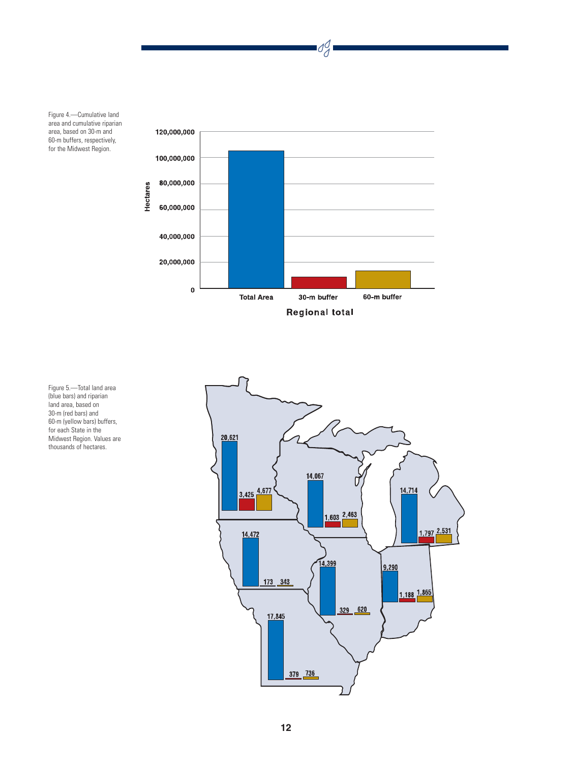Figure 4.—Cumulative land area and cumulative riparian area, based on 30-m and 60-m buffers, respectively, for the Midwest Region.

Figure 5.—Total land area (blue bars) and riparian land area, based on 30-m (red bars) and 60-m (yellow bars) buffers, for each State in the Midwest Region. Values are thousands of hectares.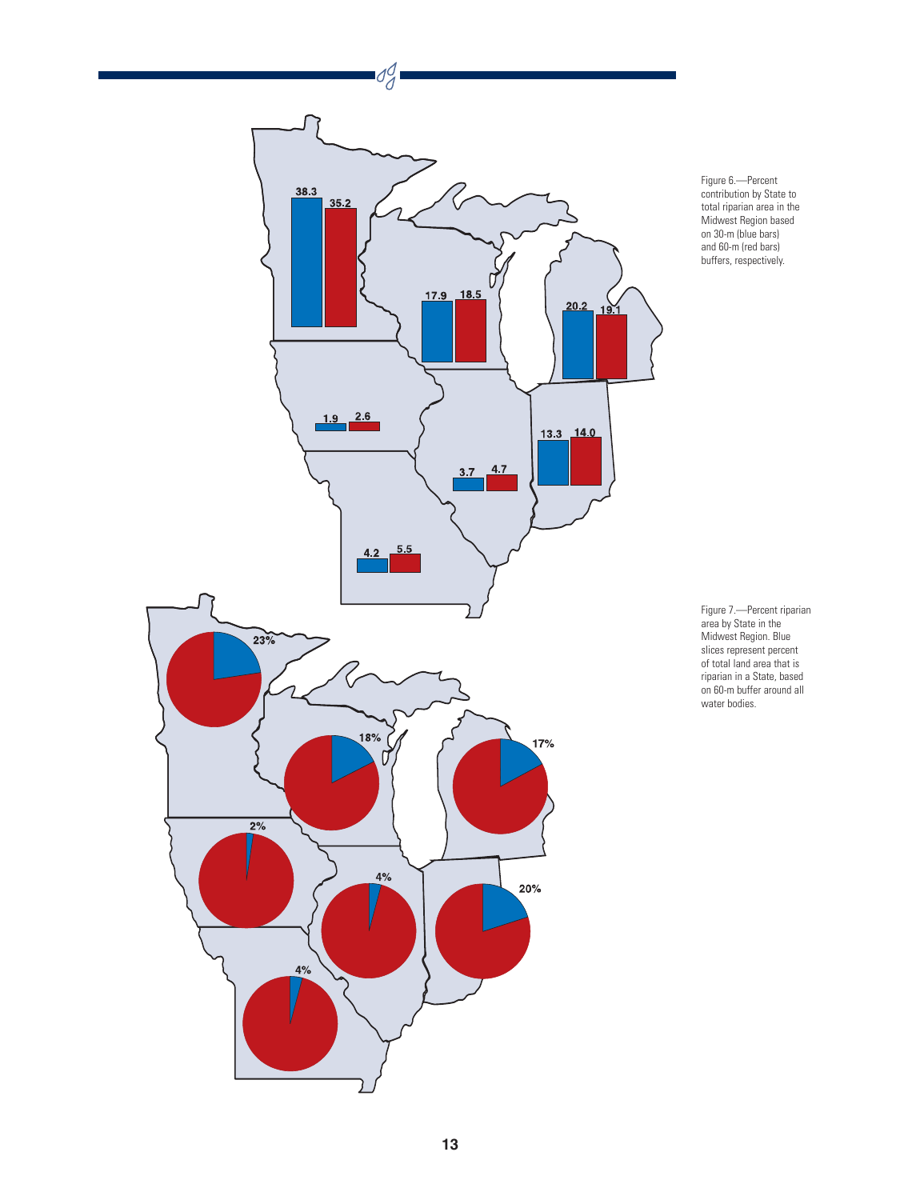Figure 6.—Percent contribution by State to total riparian area in the Midwest Region based on 30-m (blue bars) and 60-m (red bars) buffers, respectively.

Figure 7.—Percent riparian area by State in the Midwest Region. Blue slices represent percent of total land area that is riparian in a State, based on 60-m buffer around all water bodies.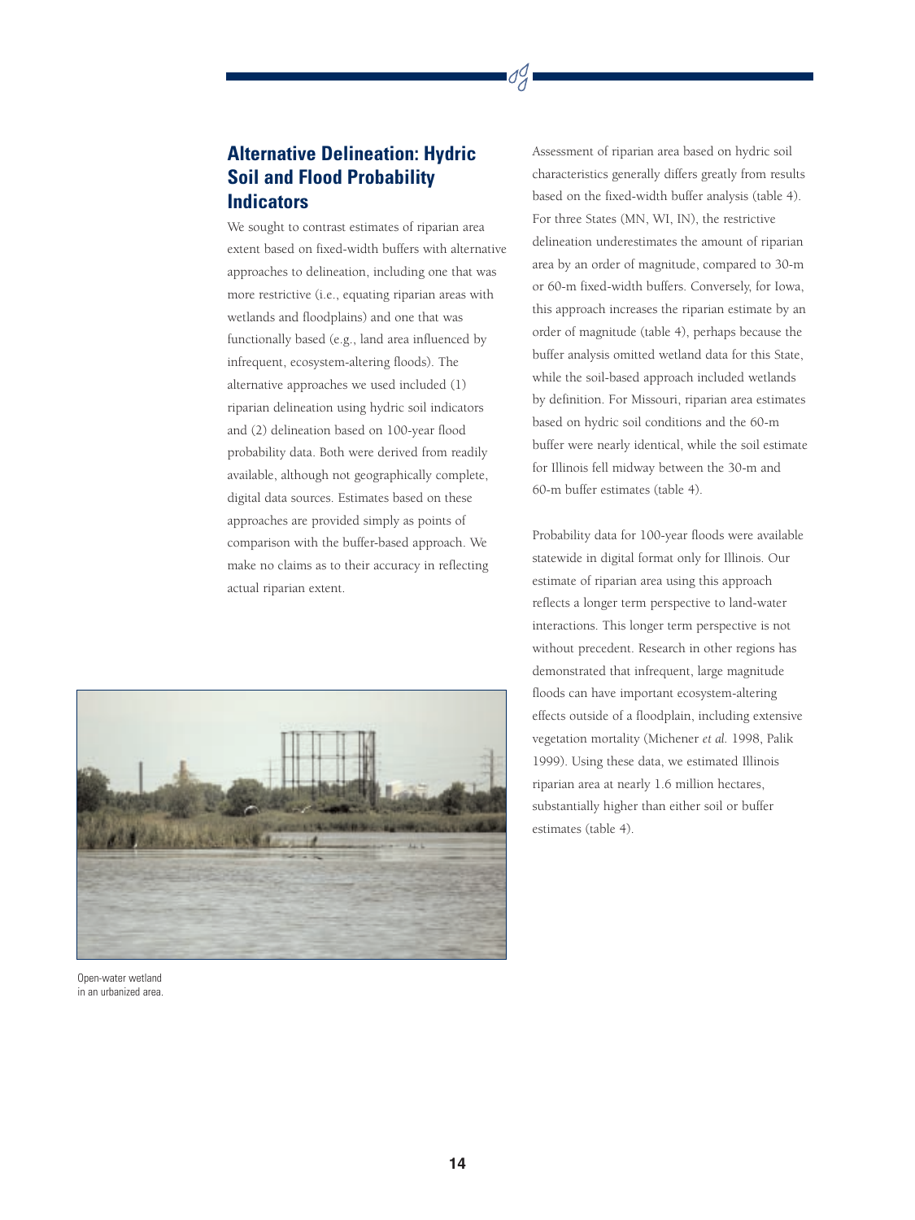## Alternative Delineation: Hydric Soil and Flood Probability Indicators

We sought to contrast estimates of riparian area extent based on fixed-width buffers with alternative approaches to delineation, including one that was more restrictive (i.e., equating riparian areas with wetlands and floodplains) and one that was functionally based (e.g., land area influenced by infrequent, ecosystem-altering floods). The alternative approaches we used included (1) riparian delineation using hydric soil indicators and (2) delineation based on 100-year flood probability data. Both were derived from readily available, although not geographically complete, digital data sources. Estimates based on these approaches are provided simply as points of comparison with the buffer-based approach. We make no claims as to their accuracy in reflecting actual riparian extent.

Open-water wetland in an urbanized area.

Assessment of riparian area based on hydric soil characteristics generally differs greatly from results based on the fixed-width buffer analysis (table 4). For three States (MN, WI, IN), the restrictive delineation underestimates the amount of riparian area by an order of magnitude, compared to 30-m or 60-m fixed-width buffers. Conversely, for Iowa, this approach increases the riparian estimate by an order of magnitude (table 4), perhaps because the buffer analysis omitted wetland data for this State, while the soil-based approach included wetlands by definition. For Missouri, riparian area estimates based on hydric soil conditions and the 60-m buffer were nearly identical, while the soil estimate for Illinois fell midway between the 30-m and 60-m buffer estimates (table 4).

Probability data for 100-year floods were available statewide in digital format only for Illinois. Our estimate of riparian area using this approach reflects a longer term perspective to land-water interactions. This longer term perspective is not without precedent. Research in other regions has demonstrated that infrequent, large magnitude floods can have important ecosystem-altering effects outside of a floodplain, including extensive vegetation mortality (Michener *et al.* 1998, Palik 1999). Using these data, we estimated Illinois riparian area at nearly 1.6 million hectares, substantially higher than either soil or buffer estimates (table 4).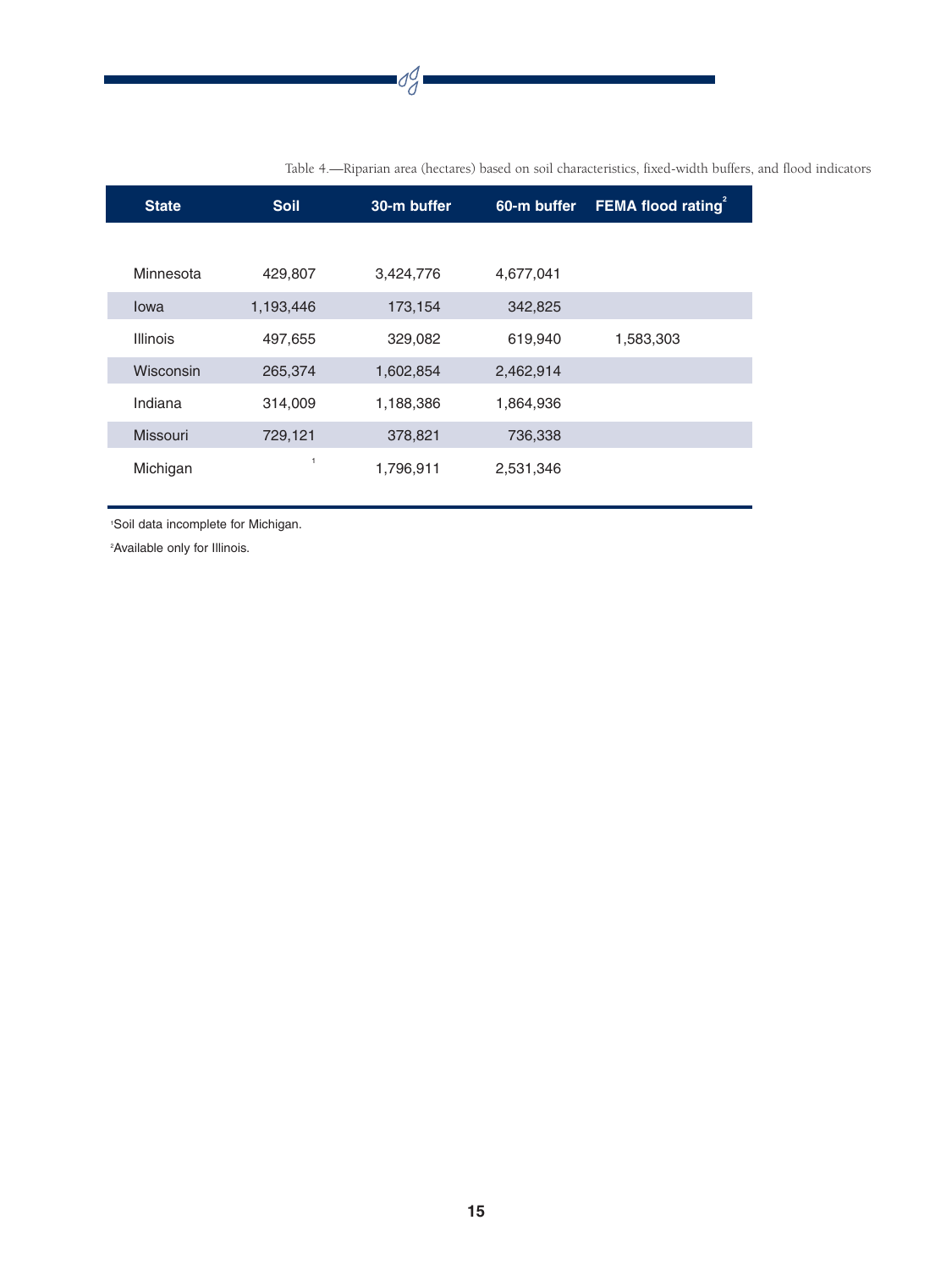Table 4.—Riparian area (hectares) based on soil characteristics, fixed-width buffers, and flood indicators

| State | Soil | 30-m buffer | 60-m buffer | FEMA flood rating[2] |
|---|---|---|---|---|
| Minnesota | 429,807 | 3,424,776 | 4,677,041 | |
| Iowa | 1,193,446 | 173,154 | 342,825 | |
| Illinois | 497,655 | 329,082 | 619,940 | 1,583,303 |
| Wisconsin | 265,374 | 1,602,854 | 2,462,914 | |
| Indiana | 314,009 | 1,188,386 | 1,864,936 | |
| Missouri | 729,121 | 378,821 | 736,338 | |
| Michigan | [1] | 1,796,911 | 2,531,346 | |

[1]Soil data incomplete for Michigan.

[2]Available only for Illinois.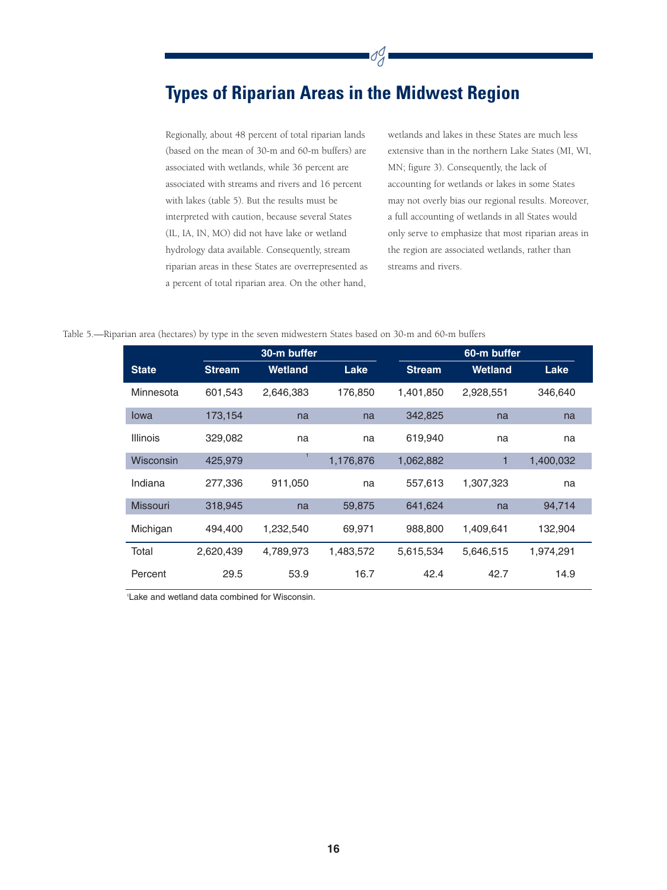# Types of Riparian Areas in the Midwest Region

Regionally, about 48 percent of total riparian lands (based on the mean of 30-m and 60-m buffers) are associated with wetlands, while 36 percent are associated with streams and rivers and 16 percent with lakes (table 5). But the results must be interpreted with caution, because several States (IL, IA, IN, MO) did not have lake or wetland hydrology data available. Consequently, stream riparian areas in these States are overrepresented as a percent of total riparian area. On the other hand, wetlands and lakes in these States are much less extensive than in the northern Lake States (MI, WI, MN; figure 3). Consequently, the lack of accounting for wetlands or lakes in some States may not overly bias our regional results. Moreover, a full accounting of wetlands in all States would only serve to emphasize that most riparian areas in the region are associated wetlands, rather than streams and rivers.

Table 5.—Riparian area (hectares) by type in the seven midwestern States based on 30-m and 60-m buffers

| | 30-m buffer | | | 60-m buffer | | |
|---|---|---|---|---|---|---|
| **State** | **Stream** | **Wetland** | **Lake** | **Stream** | **Wetland** | **Lake** |
| Minnesota | 601,543 | 2,646,383 | 176,850 | 1,401,850 | 2,928,551 | 346,640 |
| Iowa | 173,154 | na | na | 342,825 | na | na |
| Illinois | 329,082 | na | na | 619,940 | na | na |
| Wisconsin | 425,979 | [1] | 1,176,876 | 1,062,882 | 1 | 1,400,032 |
| Indiana | 277,336 | 911,050 | na | 557,613 | 1,307,323 | na |
| Missouri | 318,945 | na | 59,875 | 641,624 | na | 94,714 |
| Michigan | 494,400 | 1,232,540 | 69,971 | 988,800 | 1,409,641 | 132,904 |
| Total | 2,620,439 | 4,789,973 | 1,483,572 | 5,615,534 | 5,646,515 | 1,974,291 |
| Percent | 29.5 | 53.9 | 16.7 | 42.4 | 42.7 | 14.9 |

[1]Lake and wetland data combined for Wisconsin.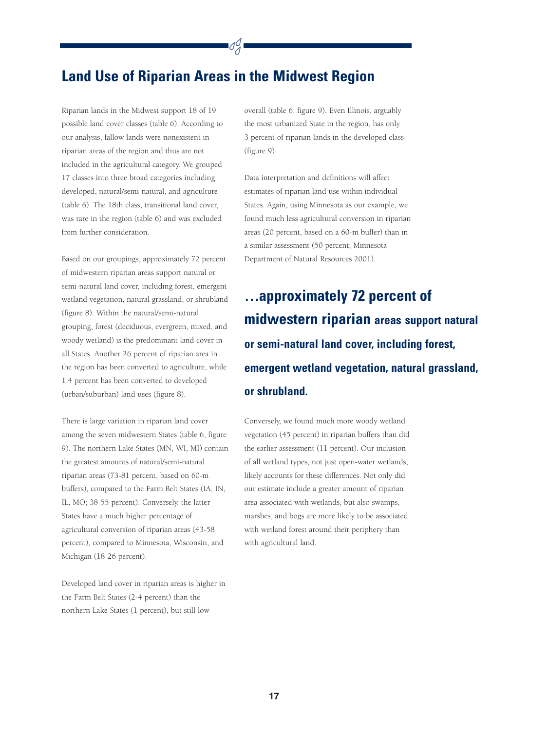## Land Use of Riparian Areas in the Midwest Region

Riparian lands in the Midwest support 18 of 19 possible land cover classes (table 6). According to our analysis, fallow lands were nonexistent in riparian areas of the region and thus are not included in the agricultural category. We grouped 17 classes into three broad categories including developed, natural/semi-natural, and agriculture (table 6). The 18th class, transitional land cover, was rare in the region (table 6) and was excluded from further consideration.

Based on our groupings, approximately 72 percent of midwestern riparian areas support natural or semi-natural land cover, including forest, emergent wetland vegetation, natural grassland, or shrubland (figure 8). Within the natural/semi-natural grouping, forest (deciduous, evergreen, mixed, and woody wetland) is the predominant land cover in all States. Another 26 percent of riparian area in the region has been converted to agriculture, while 1.4 percent has been converted to developed (urban/suburban) land uses (figure 8).

There is large variation in riparian land cover among the seven midwestern States (table 6, figure 9). The northern Lake States (MN, WI, MI) contain the greatest amounts of natural/semi-natural riparian areas (73-81 percent, based on 60-m buffers), compared to the Farm Belt States (IA, IN, IL, MO; 38-55 percent). Conversely, the latter States have a much higher percentage of agricultural conversion of riparian areas (43-58 percent), compared to Minnesota, Wisconsin, and Michigan (18-26 percent).

Developed land cover in riparian areas is higher in the Farm Belt States (2-4 percent) than the northern Lake States (1 percent), but still low overall (table 6, figure 9). Even Illinois, arguably the most urbanized State in the region, has only 3 percent of riparian lands in the developed class (figure 9).

Data interpretation and definitions will affect estimates of riparian land use within individual States. Again, using Minnesota as our example, we found much less agricultural conversion in riparian areas (20 percent, based on a 60-m buffer) than in a similar assessment (50 percent; Minnesota Department of Natural Resources 2001).

**…approximately 72 percent of midwestern riparian areas support natural or semi-natural land cover, including forest, emergent wetland vegetation, natural grassland, or shrubland.**

Conversely, we found much more woody wetland vegetation (45 percent) in riparian buffers than did the earlier assessment (11 percent). Our inclusion of all wetland types, not just open-water wetlands, likely accounts for these differences. Not only did our estimate include a greater amount of riparian area associated with wetlands, but also swamps, marshes, and bogs are more likely to be associated with wetland forest around their periphery than with agricultural land.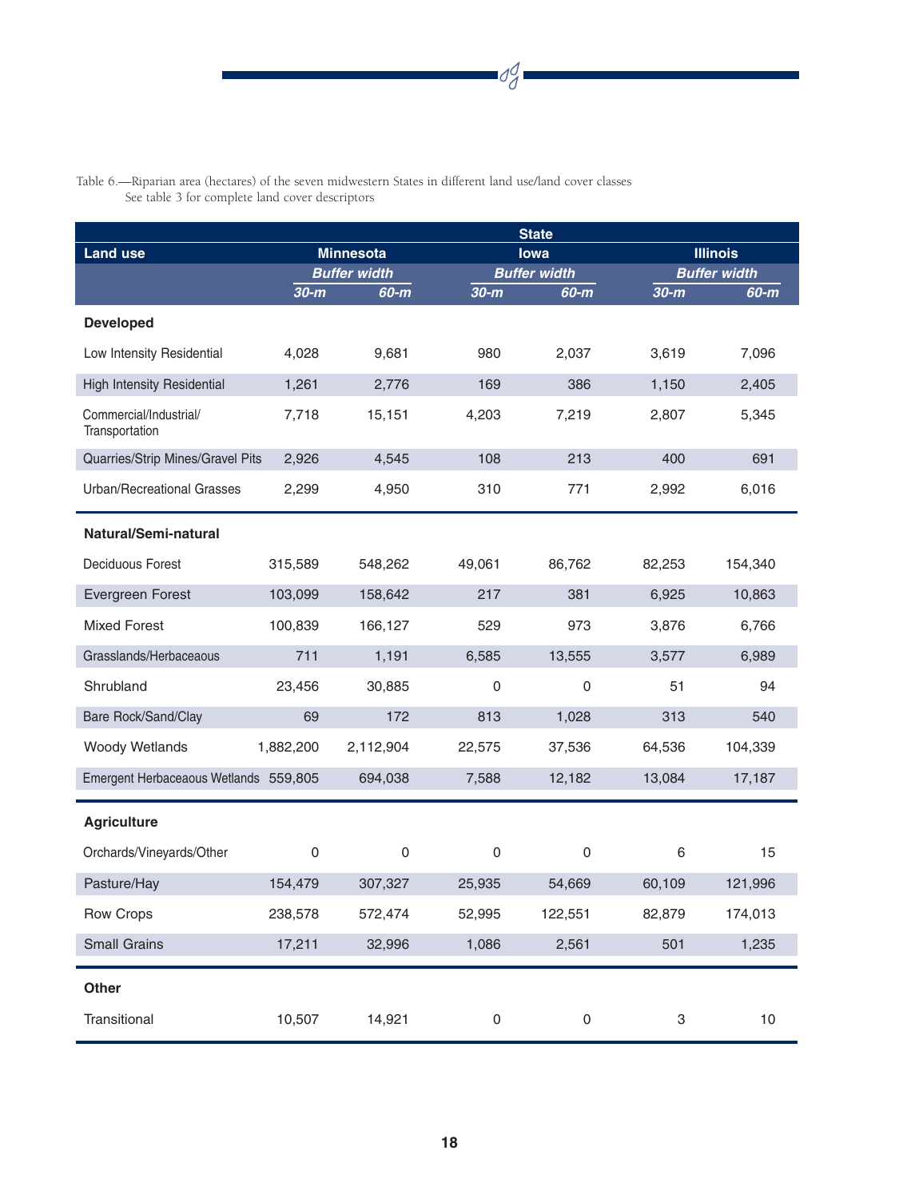Table 6.—Riparian area (hectares) of the seven midwestern States in different land use/land cover classes
See table 3 for complete land cover descriptors

| Land use | State | | | | | |
|---|---|---|---|---|---|---|
| | Minnesota | | Iowa | | Illinois | |
| | *Buffer width* | | *Buffer width* | | *Buffer width* | |
| | *30-m* | *60-m* | *30-m* | *60-m* | *30-m* | *60-m* |
| **Developed** | | | | | | |
| Low Intensity Residential | 4,028 | 9,681 | 980 | 2,037 | 3,619 | 7,096 |
| High Intensity Residential | 1,261 | 2,776 | 169 | 386 | 1,150 | 2,405 |
| Commercial/Industrial/ Transportation | 7,718 | 15,151 | 4,203 | 7,219 | 2,807 | 5,345 |
| Quarries/Strip Mines/Gravel Pits | 2,926 | 4,545 | 108 | 213 | 400 | 691 |
| Urban/Recreational Grasses | 2,299 | 4,950 | 310 | 771 | 2,992 | 6,016 |
| **Natural/Semi-natural** | | | | | | |
| Deciduous Forest | 315,589 | 548,262 | 49,061 | 86,762 | 82,253 | 154,340 |
| Evergreen Forest | 103,099 | 158,642 | 217 | 381 | 6,925 | 10,863 |
| Mixed Forest | 100,839 | 166,127 | 529 | 973 | 3,876 | 6,766 |
| Grasslands/Herbaceaous | 711 | 1,191 | 6,585 | 13,555 | 3,577 | 6,989 |
| Shrubland | 23,456 | 30,885 | 0 | 0 | 51 | 94 |
| Bare Rock/Sand/Clay | 69 | 172 | 813 | 1,028 | 313 | 540 |
| Woody Wetlands | 1,882,200 | 2,112,904 | 22,575 | 37,536 | 64,536 | 104,339 |
| Emergent Herbaceaous Wetlands | 559,805 | 694,038 | 7,588 | 12,182 | 13,084 | 17,187 |
| **Agriculture** | | | | | | |
| Orchards/Vineyards/Other | 0 | 0 | 0 | 0 | 6 | 15 |
| Pasture/Hay | 154,479 | 307,327 | 25,935 | 54,669 | 60,109 | 121,996 |
| Row Crops | 238,578 | 572,474 | 52,995 | 122,551 | 82,879 | 174,013 |
| Small Grains | 17,211 | 32,996 | 1,086 | 2,561 | 501 | 1,235 |
| **Other** | | | | | | |
| Transitional | 10,507 | 14,921 | 0 | 0 | 3 | 10 |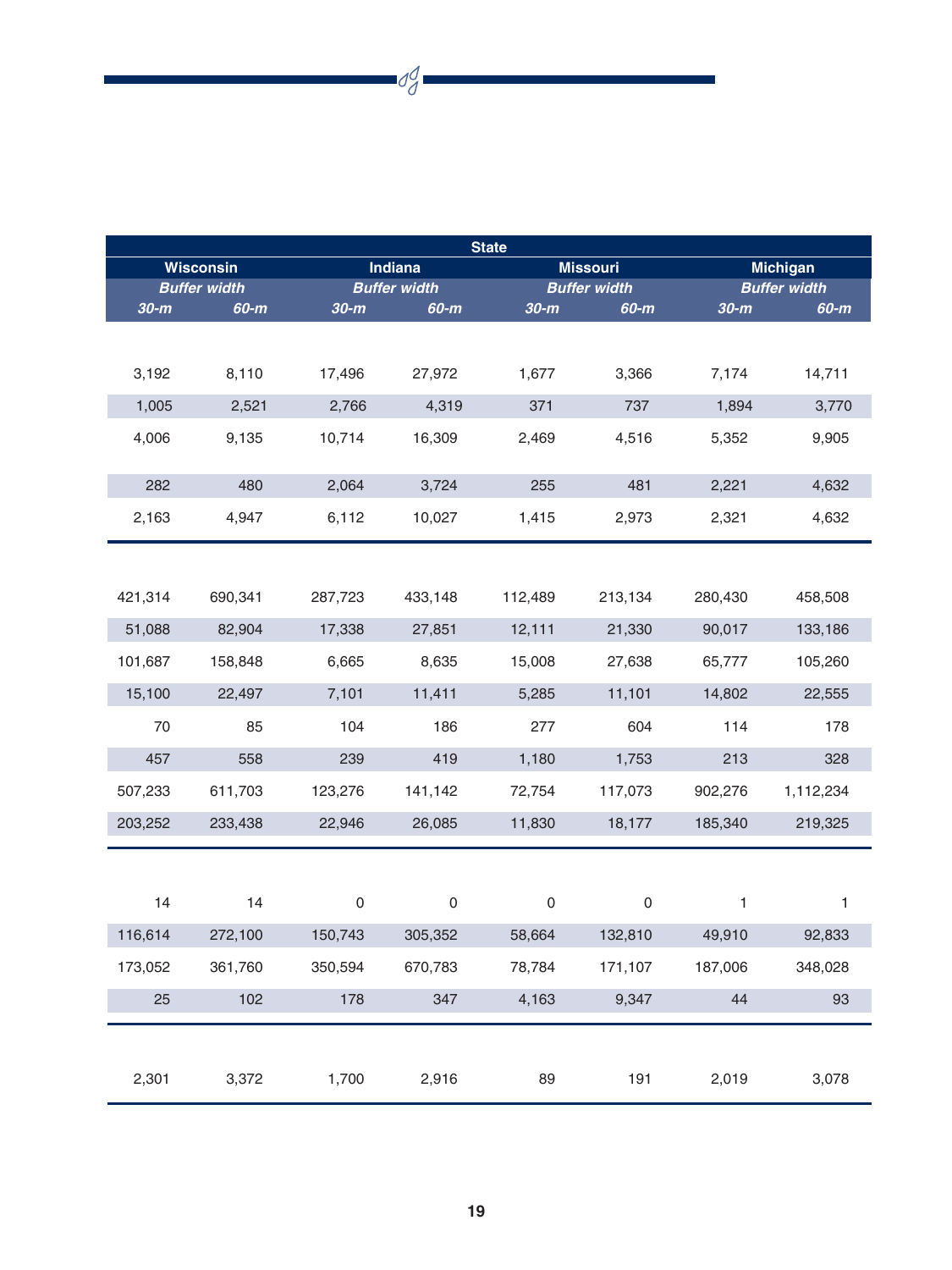| State | | | | | | | |
|---|---|---|---|---|---|---|---|
| Wisconsin | | Indiana | | Missouri | | Michigan | |
| *Buffer width* | | *Buffer width* | | *Buffer width* | | *Buffer width* | |
| *30-m* | *60-m* | *30-m* | *60-m* | *30-m* | *60-m* | *30-m* | *60-m* |
| | | | | | | | |
| 3,192 | 8,110 | 17,496 | 27,972 | 1,677 | 3,366 | 7,174 | 14,711 |
| 1,005 | 2,521 | 2,766 | 4,319 | 371 | 737 | 1,894 | 3,770 |
| 4,006 | 9,135 | 10,714 | 16,309 | 2,469 | 4,516 | 5,352 | 9,905 |
| 282 | 480 | 2,064 | 3,724 | 255 | 481 | 2,221 | 4,632 |
| 2,163 | 4,947 | 6,112 | 10,027 | 1,415 | 2,973 | 2,321 | 4,632 |
| | | | | | | | |
| 421,314 | 690,341 | 287,723 | 433,148 | 112,489 | 213,134 | 280,430 | 458,508 |
| 51,088 | 82,904 | 17,338 | 27,851 | 12,111 | 21,330 | 90,017 | 133,186 |
| 101,687 | 158,848 | 6,665 | 8,635 | 15,008 | 27,638 | 65,777 | 105,260 |
| 15,100 | 22,497 | 7,101 | 11,411 | 5,285 | 11,101 | 14,802 | 22,555 |
| 70 | 85 | 104 | 186 | 277 | 604 | 114 | 178 |
| 457 | 558 | 239 | 419 | 1,180 | 1,753 | 213 | 328 |
| 507,233 | 611,703 | 123,276 | 141,142 | 72,754 | 117,073 | 902,276 | 1,112,234 |
| 203,252 | 233,438 | 22,946 | 26,085 | 11,830 | 18,177 | 185,340 | 219,325 |
| | | | | | | | |
| 14 | 14 | 0 | 0 | 0 | 0 | 1 | 1 |
| 116,614 | 272,100 | 150,743 | 305,352 | 58,664 | 132,810 | 49,910 | 92,833 |
| 173,052 | 361,760 | 350,594 | 670,783 | 78,784 | 171,107 | 187,006 | 348,028 |
| 25 | 102 | 178 | 347 | 4,163 | 9,347 | 44 | 93 |
| | | | | | | | |
| 2,301 | 3,372 | 1,700 | 2,916 | 89 | 191 | 2,019 | 3,078 |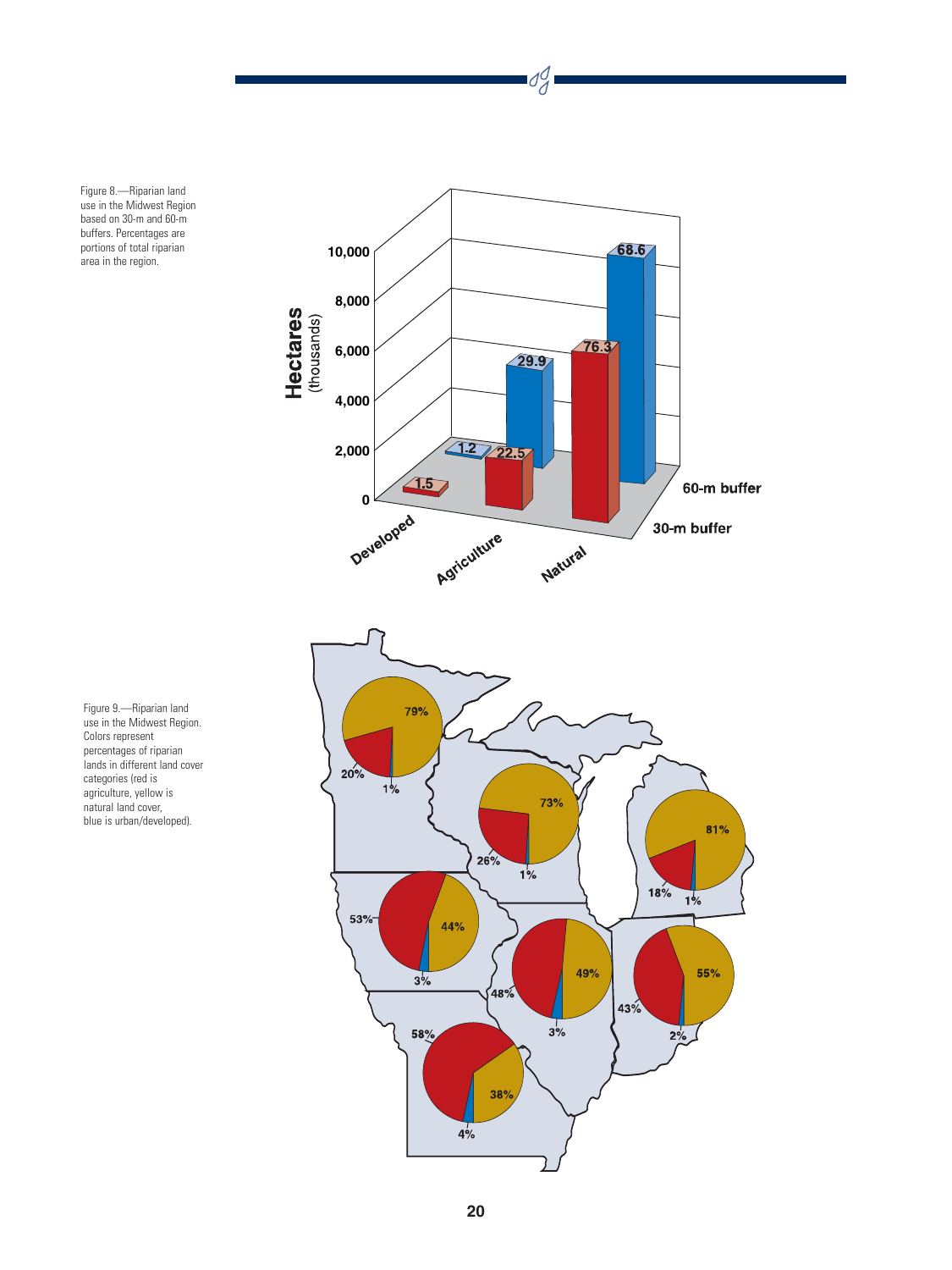Figure 8.—Riparian land use in the Midwest Region based on 30-m and 60-m buffers. Percentages are portions of total riparian area in the region.

Figure 9.—Riparian land use in the Midwest Region. Colors represent percentages of riparian lands in different land cover categories (red is agriculture, yellow is natural land cover, blue is urban/developed).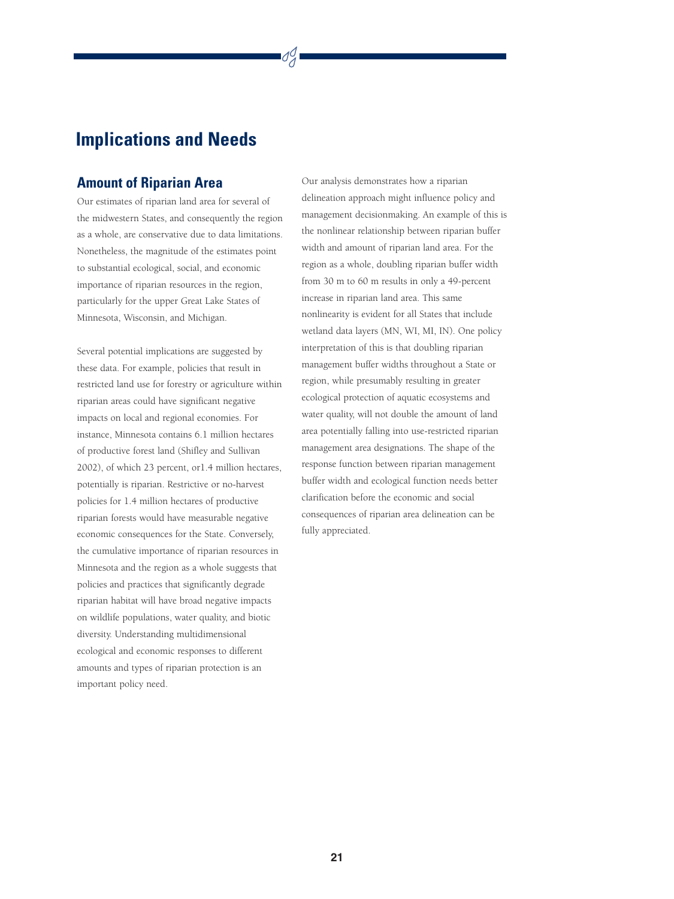# Implications and Needs

## Amount of Riparian Area

Our estimates of riparian land area for several of the midwestern States, and consequently the region as a whole, are conservative due to data limitations. Nonetheless, the magnitude of the estimates point to substantial ecological, social, and economic importance of riparian resources in the region, particularly for the upper Great Lake States of Minnesota, Wisconsin, and Michigan.

Several potential implications are suggested by these data. For example, policies that result in restricted land use for forestry or agriculture within riparian areas could have significant negative impacts on local and regional economies. For instance, Minnesota contains 6.1 million hectares of productive forest land (Shifley and Sullivan 2002), of which 23 percent, or1.4 million hectares, potentially is riparian. Restrictive or no-harvest policies for 1.4 million hectares of productive riparian forests would have measurable negative economic consequences for the State. Conversely, the cumulative importance of riparian resources in Minnesota and the region as a whole suggests that policies and practices that significantly degrade riparian habitat will have broad negative impacts on wildlife populations, water quality, and biotic diversity. Understanding multidimensional ecological and economic responses to different amounts and types of riparian protection is an important policy need.

Our analysis demonstrates how a riparian delineation approach might influence policy and management decisionmaking. An example of this is the nonlinear relationship between riparian buffer width and amount of riparian land area. For the region as a whole, doubling riparian buffer width from 30 m to 60 m results in only a 49-percent increase in riparian land area. This same nonlinearity is evident for all States that include wetland data layers (MN, WI, MI, IN). One policy interpretation of this is that doubling riparian management buffer widths throughout a State or region, while presumably resulting in greater ecological protection of aquatic ecosystems and water quality, will not double the amount of land area potentially falling into use-restricted riparian management area designations. The shape of the response function between riparian management buffer width and ecological function needs better clarification before the economic and social consequences of riparian area delineation can be fully appreciated.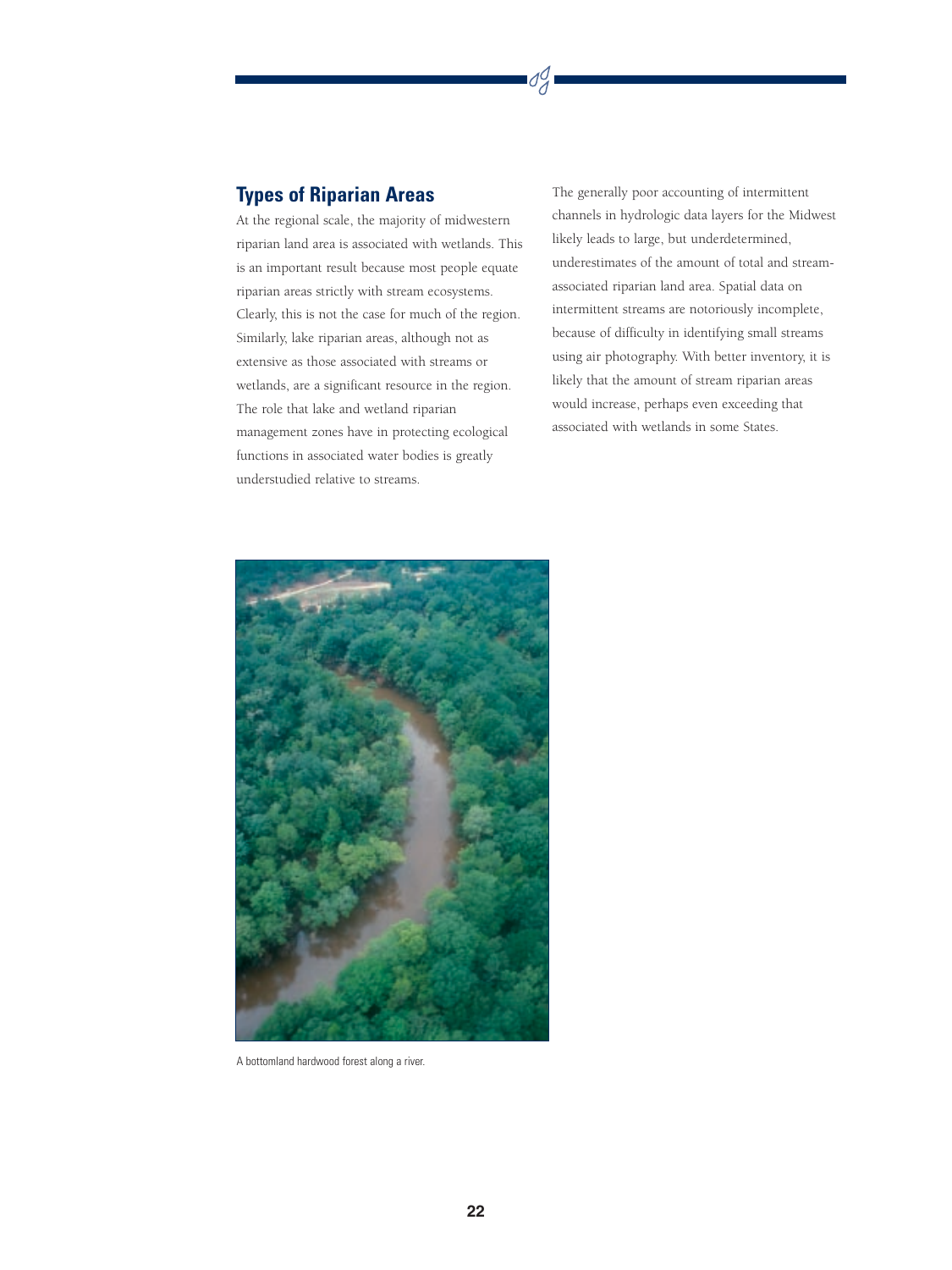## Types of Riparian Areas

At the regional scale, the majority of midwestern riparian land area is associated with wetlands. This is an important result because most people equate riparian areas strictly with stream ecosystems. Clearly, this is not the case for much of the region. Similarly, lake riparian areas, although not as extensive as those associated with streams or wetlands, are a significant resource in the region. The role that lake and wetland riparian management zones have in protecting ecological functions in associated water bodies is greatly understudied relative to streams.

The generally poor accounting of intermittent channels in hydrologic data layers for the Midwest likely leads to large, but underdetermined, underestimates of the amount of total and stream-associated riparian land area. Spatial data on intermittent streams are notoriously incomplete, because of difficulty in identifying small streams using air photography. With better inventory, it is likely that the amount of stream riparian areas would increase, perhaps even exceeding that associated with wetlands in some States.

A bottomland hardwood forest along a river.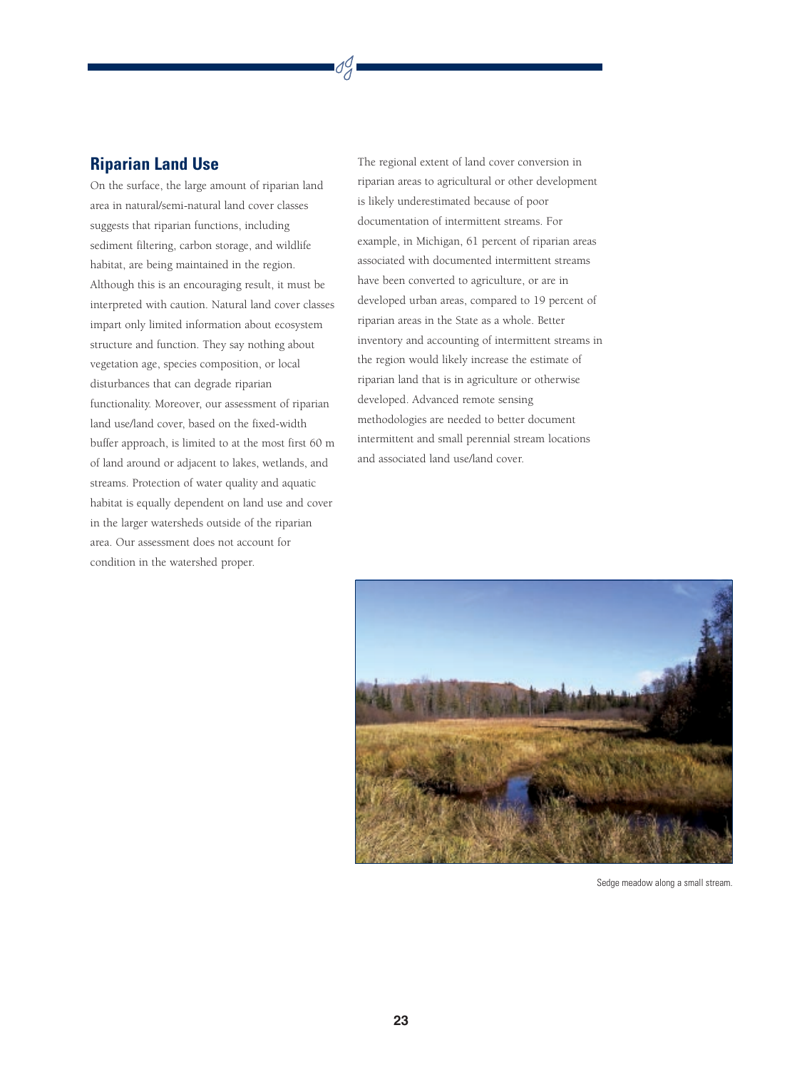## Riparian Land Use

On the surface, the large amount of riparian land area in natural/semi-natural land cover classes suggests that riparian functions, including sediment filtering, carbon storage, and wildlife habitat, are being maintained in the region. Although this is an encouraging result, it must be interpreted with caution. Natural land cover classes impart only limited information about ecosystem structure and function. They say nothing about vegetation age, species composition, or local disturbances that can degrade riparian functionality. Moreover, our assessment of riparian land use/land cover, based on the fixed-width buffer approach, is limited to at the most first 60 m of land around or adjacent to lakes, wetlands, and streams. Protection of water quality and aquatic habitat is equally dependent on land use and cover in the larger watersheds outside of the riparian area. Our assessment does not account for condition in the watershed proper.

The regional extent of land cover conversion in riparian areas to agricultural or other development is likely underestimated because of poor documentation of intermittent streams. For example, in Michigan, 61 percent of riparian areas associated with documented intermittent streams have been converted to agriculture, or are in developed urban areas, compared to 19 percent of riparian areas in the State as a whole. Better inventory and accounting of intermittent streams in the region would likely increase the estimate of riparian land that is in agriculture or otherwise developed. Advanced remote sensing methodologies are needed to better document intermittent and small perennial stream locations and associated land use/land cover.

Sedge meadow along a small stream.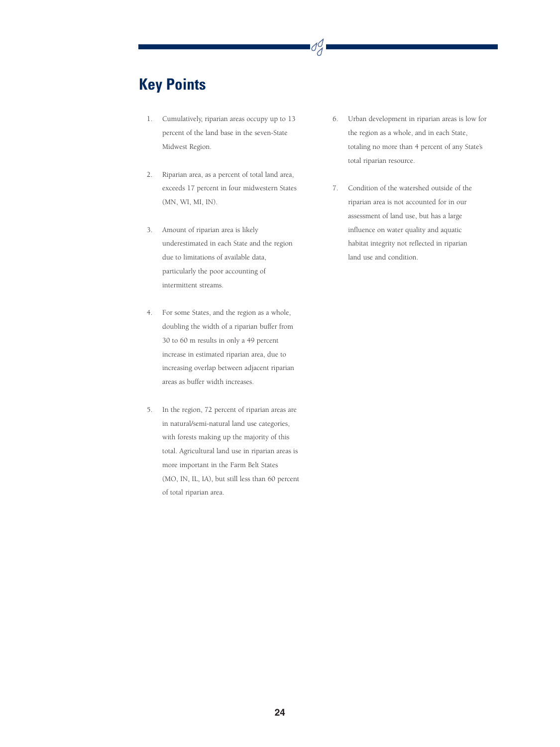## Key Points

1. Cumulatively, riparian areas occupy up to 13 percent of the land base in the seven-State Midwest Region.

2. Riparian area, as a percent of total land area, exceeds 17 percent in four midwestern States (MN, WI, MI, IN).

3. Amount of riparian area is likely underestimated in each State and the region due to limitations of available data, particularly the poor accounting of intermittent streams.

4. For some States, and the region as a whole, doubling the width of a riparian buffer from 30 to 60 m results in only a 49 percent increase in estimated riparian area, due to increasing overlap between adjacent riparian areas as buffer width increases.

5. In the region, 72 percent of riparian areas are in natural/semi-natural land use categories, with forests making up the majority of this total. Agricultural land use in riparian areas is more important in the Farm Belt States (MO, IN, IL, IA), but still less than 60 percent of total riparian area.

6. Urban development in riparian areas is low for the region as a whole, and in each State, totaling no more than 4 percent of any State's total riparian resource.

7. Condition of the watershed outside of the riparian area is not accounted for in our assessment of land use, but has a large influence on water quality and aquatic habitat integrity not reflected in riparian land use and condition.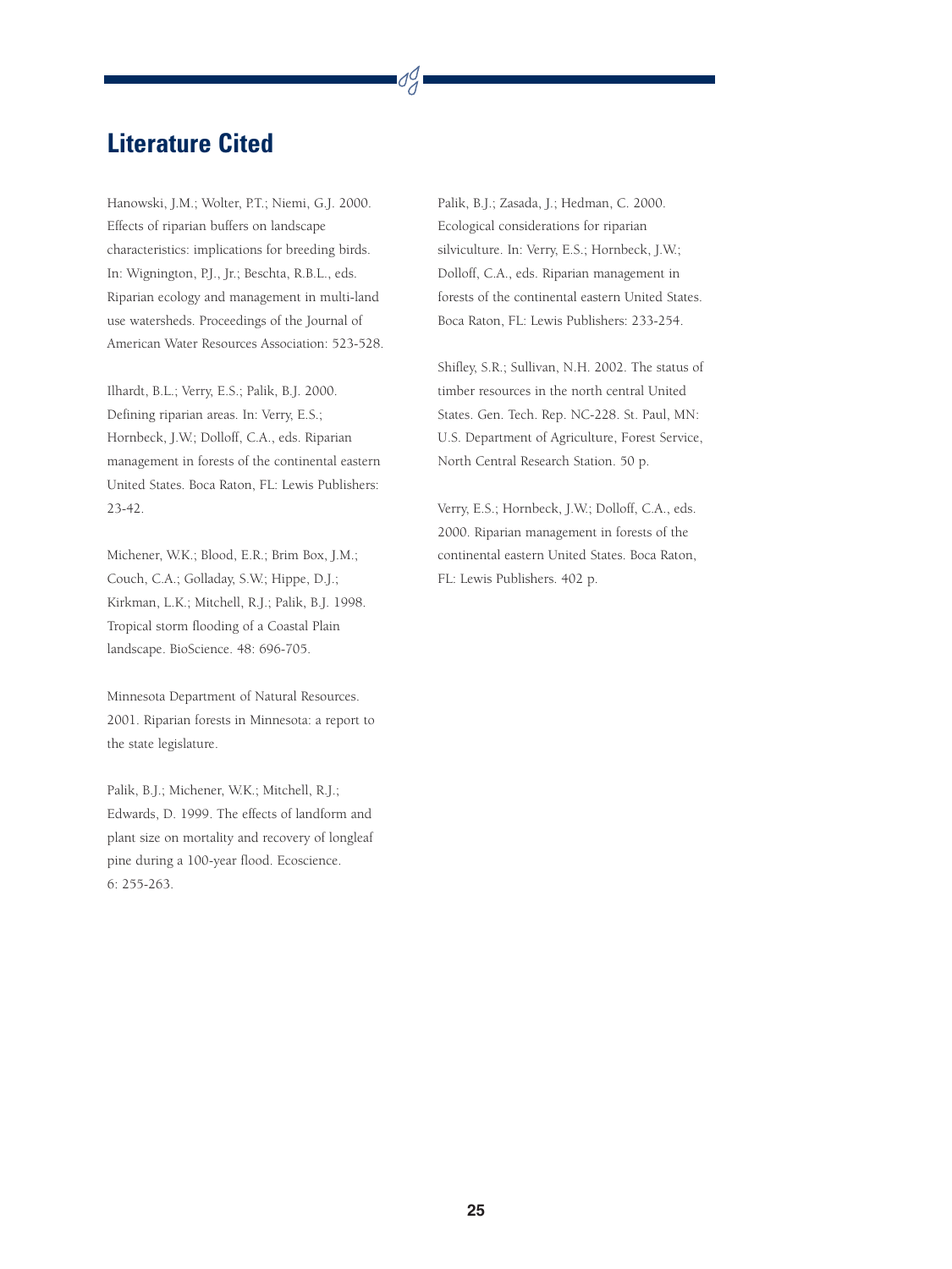# Literature Cited

Hanowski, J.M.; Wolter, P.T.; Niemi, G.J. 2000. Effects of riparian buffers on landscape characteristics: implications for breeding birds. In: Wignington, P.J., Jr.; Beschta, R.B.L., eds. Riparian ecology and management in multi-land use watersheds. Proceedings of the Journal of American Water Resources Association: 523-528.

Ilhardt, B.L.; Verry, E.S.; Palik, B.J. 2000. Defining riparian areas. In: Verry, E.S.; Hornbeck, J.W.; Dolloff, C.A., eds. Riparian management in forests of the continental eastern United States. Boca Raton, FL: Lewis Publishers: 23-42.

Michener, W.K.; Blood, E.R.; Brim Box, J.M.; Couch, C.A.; Golladay, S.W.; Hippe, D.J.; Kirkman, L.K.; Mitchell, R.J.; Palik, B.J. 1998. Tropical storm flooding of a Coastal Plain landscape. BioScience. 48: 696-705.

Minnesota Department of Natural Resources. 2001. Riparian forests in Minnesota: a report to the state legislature.

Palik, B.J.; Michener, W.K.; Mitchell, R.J.; Edwards, D. 1999. The effects of landform and plant size on mortality and recovery of longleaf pine during a 100-year flood. Ecoscience. 6: 255-263.

Palik, B.J.; Zasada, J.; Hedman, C. 2000. Ecological considerations for riparian silviculture. In: Verry, E.S.; Hornbeck, J.W.; Dolloff, C.A., eds. Riparian management in forests of the continental eastern United States. Boca Raton, FL: Lewis Publishers: 233-254.

Shifley, S.R.; Sullivan, N.H. 2002. The status of timber resources in the north central United States. Gen. Tech. Rep. NC-228. St. Paul, MN: U.S. Department of Agriculture, Forest Service, North Central Research Station. 50 p.

Verry, E.S.; Hornbeck, J.W.; Dolloff, C.A., eds. 2000. Riparian management in forests of the continental eastern United States. Boca Raton, FL: Lewis Publishers. 402 p.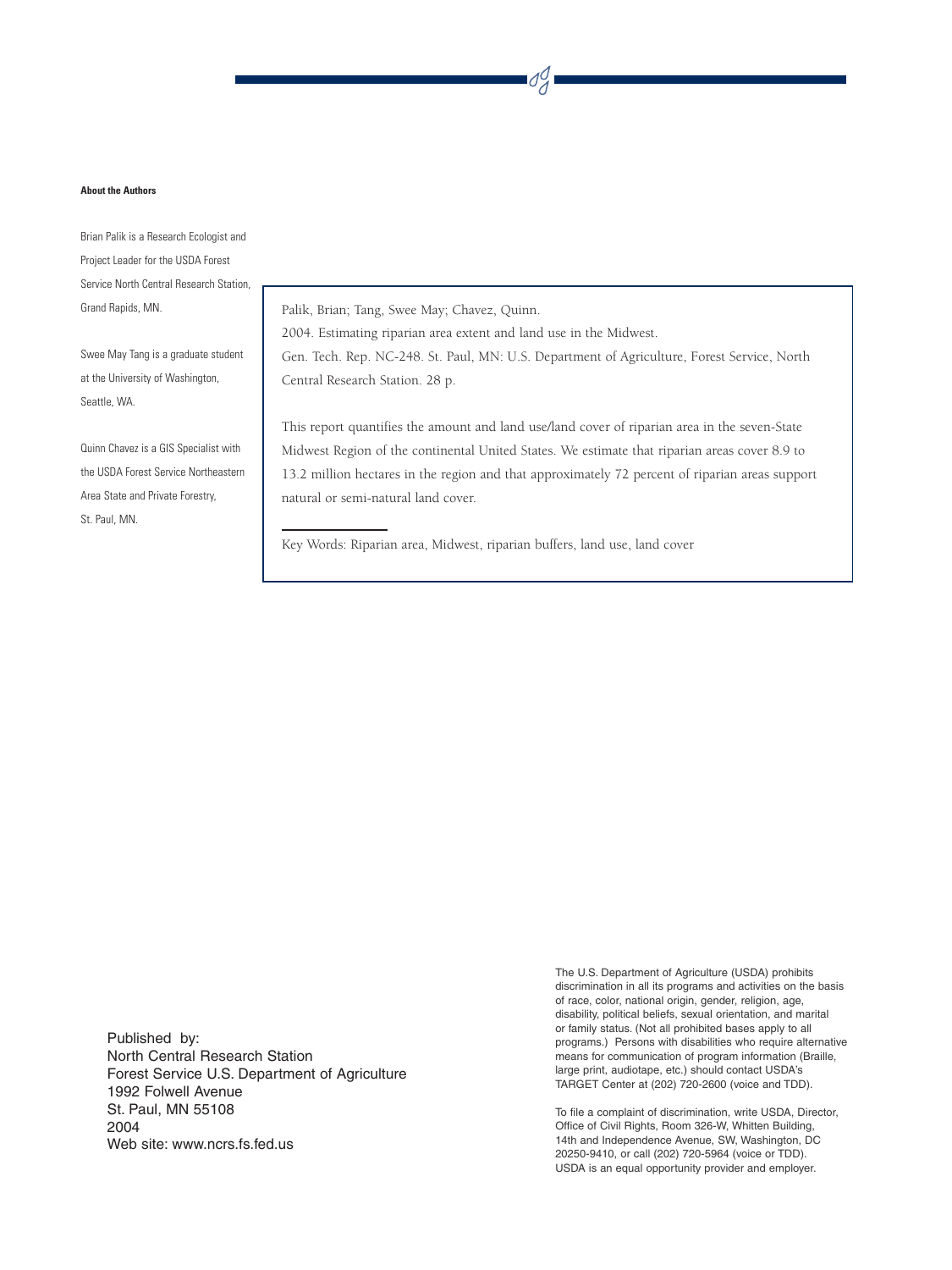**About the Authors**

Brian Palik is a Research Ecologist and Project Leader for the USDA Forest Service North Central Research Station, Grand Rapids, MN.

Swee May Tang is a graduate student at the University of Washington, Seattle, WA.

Quinn Chavez is a GIS Specialist with the USDA Forest Service Northeastern Area State and Private Forestry, St. Paul, MN.

Palik, Brian; Tang, Swee May; Chavez, Quinn.
2004. Estimating riparian area extent and land use in the Midwest.
Gen. Tech. Rep. NC-248. St. Paul, MN: U.S. Department of Agriculture, Forest Service, North Central Research Station. 28 p.

This report quantifies the amount and land use/land cover of riparian area in the seven-State Midwest Region of the continental United States. We estimate that riparian areas cover 8.9 to 13.2 million hectares in the region and that approximately 72 percent of riparian areas support natural or semi-natural land cover.

---

Key Words: Riparian area, Midwest, riparian buffers, land use, land cover

Published by:
North Central Research Station
Forest Service U.S. Department of Agriculture
1992 Folwell Avenue
St. Paul, MN 55108
2004
Web site: www.ncrs.fs.fed.us

The U.S. Department of Agriculture (USDA) prohibits discrimination in all its programs and activities on the basis of race, color, national origin, gender, religion, age, disability, political beliefs, sexual orientation, and marital or family status. (Not all prohibited bases apply to all programs.) Persons with disabilities who require alternative means for communication of program information (Braille, large print, audiotape, etc.) should contact USDA's TARGET Center at (202) 720-2600 (voice and TDD).

To file a complaint of discrimination, write USDA, Director, Office of Civil Rights, Room 326-W, Whitten Building, 14th and Independence Avenue, SW, Washington, DC 20250-9410, or call (202) 720-5964 (voice or TDD). USDA is an equal opportunity provider and employer.